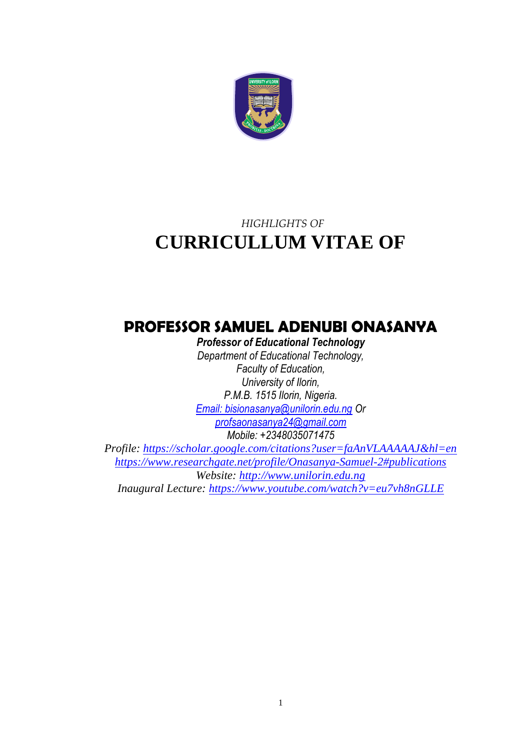*HIGHLIGHTS OF*

# CURRICULLUM VITAE OF

## PROFESSOR SAMUEL ADENUBI ONASANYA

***Professor of Educational Technology***

*Department of Educational Technology,*
*Faculty of Education,*
*University of Ilorin,*
*P.M.B. 1515 Ilorin, Nigeria.*
*Email: bisionasanya@unilorin.edu.ng Or*
*profsaonasanya24@gmail.com*
*Mobile: +2348035071475*

*Profile: https://scholar.google.com/citations?user=faAnVLAAAAAJ&hl=en*
*https://www.researchgate.net/profile/Onasanya-Samuel-2#publications*
*Website: http://www.unilorin.edu.ng*
*Inaugural Lecture: https://www.youtube.com/watch?v=eu7vh8nGLLE*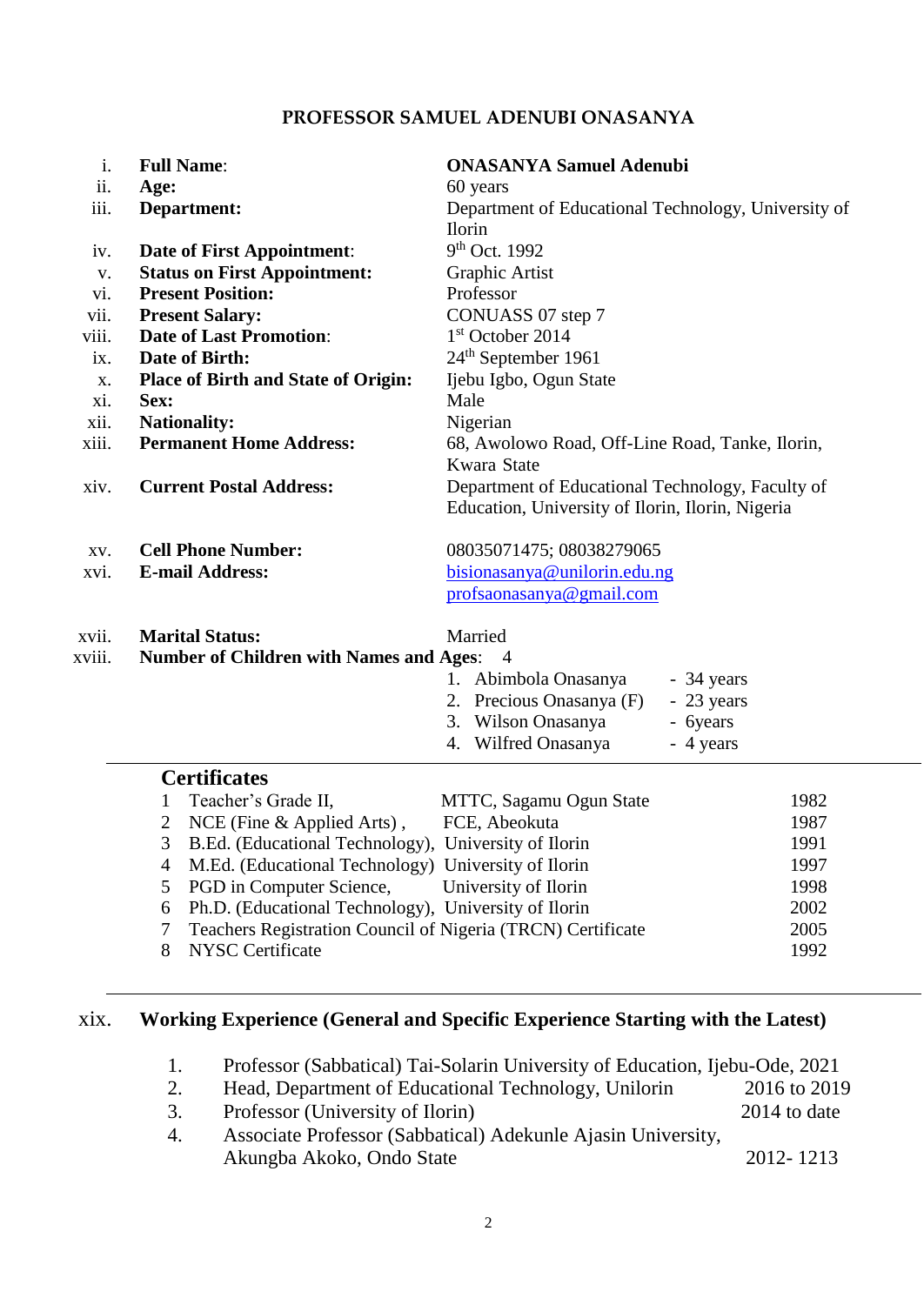# PROFESSOR SAMUEL ADENUBI ONASANYA

| | | |
|---|---|---|
| i. | **Full Name**: | **ONASANYA Samuel Adenubi** |
| ii. | **Age:** | 60 years |
| iii. | **Department:** | Department of Educational Technology, University of Ilorin |
| iv. | **Date of First Appointment**: | 9th Oct. 1992 |
| v. | **Status on First Appointment:** | Graphic Artist |
| vi. | **Present Position:** | Professor |
| vii. | **Present Salary:** | CONUASS 07 step 7 |
| viii. | **Date of Last Promotion**: | 1st October 2014 |
| ix. | **Date of Birth:** | 24th September 1961 |
| x. | **Place of Birth and State of Origin:** | Ijebu Igbo, Ogun State |
| xi. | **Sex:** | Male |
| xii. | **Nationality:** | Nigerian |
| xiii. | **Permanent Home Address:** | 68, Awolowo Road, Off-Line Road, Tanke, Ilorin, Kwara State |
| xiv. | **Current Postal Address:** | Department of Educational Technology, Faculty of Education, University of Ilorin, Ilorin, Nigeria |
| xv. | **Cell Phone Number:** | 08035071475; 08038279065 |
| xvi. | **E-mail Address:** | bisionasanya@unilorin.edu.ng<br>profsaonasanya@gmail.com |
| xvii. | **Marital Status:** | Married |
| xviii. | **Number of Children with Names and Ages**: | 4 |

1. Abimbola Onasanya - 34 years
2. Precious Onasanya (F) - 23 years
3. Wilson Onasanya - 6years
4. Wilfred Onasanya - 4 years

## Certificates

| | | | |
|---|---|---|---|
| 1 | Teacher's Grade II, | MTTC, Sagamu Ogun State | 1982 |
| 2 | NCE (Fine & Applied Arts) , | FCE, Abeokuta | 1987 |
| 3 | B.Ed. (Educational Technology), | University of Ilorin | 1991 |
| 4 | M.Ed. (Educational Technology) | University of Ilorin | 1997 |
| 5 | PGD in Computer Science, | University of Ilorin | 1998 |
| 6 | Ph.D. (Educational Technology), | University of Ilorin | 2002 |
| 7 | Teachers Registration Council of Nigeria (TRCN) Certificate | | 2005 |
| 8 | NYSC Certificate | | 1992 |

## xix. Working Experience (General and Specific Experience Starting with the Latest)

1. Professor (Sabbatical) Tai-Solarin University of Education, Ijebu-Ode, 2021
2. Head, Department of Educational Technology, Unilorin 2016 to 2019
3. Professor (University of Ilorin) 2014 to date
4. Associate Professor (Sabbatical) Adekunle Ajasin University, Akungba Akoko, Ondo State 2012- 1213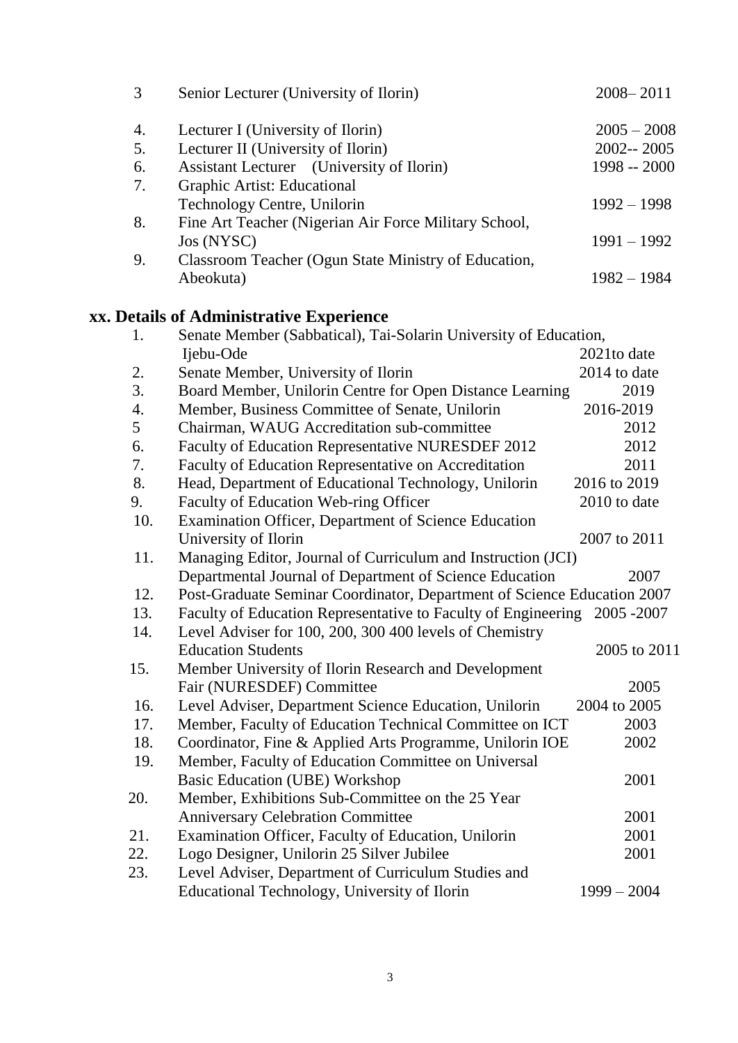| | | |
|---|---|---|
| 3 | Senior Lecturer (University of Ilorin) | 2008– 2011 |
| 4. | Lecturer I (University of Ilorin) | 2005 – 2008 |
| 5. | Lecturer II (University of Ilorin) | 2002-- 2005 |
| 6. | Assistant Lecturer (University of Ilorin) | 1998 -- 2000 |
| 7. | Graphic Artist: Educational Technology Centre, Unilorin | 1992 – 1998 |
| 8. | Fine Art Teacher (Nigerian Air Force Military School, Jos (NYSC) | 1991 – 1992 |
| 9. | Classroom Teacher (Ogun State Ministry of Education, Abeokuta) | 1982 – 1984 |

## xx. Details of Administrative Experience

| | | |
|---|---|---|
| 1. | Senate Member (Sabbatical), Tai-Solarin University of Education, Ijebu-Ode | 2021to date |
| 2. | Senate Member, University of Ilorin | 2014 to date |
| 3. | Board Member, Unilorin Centre for Open Distance Learning | 2019 |
| 4. | Member, Business Committee of Senate, Unilorin | 2016-2019 |
| 5 | Chairman, WAUG Accreditation sub-committee | 2012 |
| 6. | Faculty of Education Representative NURESDEF 2012 | 2012 |
| 7. | Faculty of Education Representative on Accreditation | 2011 |
| 8. | Head, Department of Educational Technology, Unilorin | 2016 to 2019 |
| 9. | Faculty of Education Web-ring Officer | 2010 to date |
| 10. | Examination Officer, Department of Science Education University of Ilorin | 2007 to 2011 |
| 11. | Managing Editor, Journal of Curriculum and Instruction (JCI) Departmental Journal of Department of Science Education | 2007 |
| 12. | Post-Graduate Seminar Coordinator, Department of Science Education | 2007 |
| 13. | Faculty of Education Representative to Faculty of Engineering | 2005 -2007 |
| 14. | Level Adviser for 100, 200, 300 400 levels of Chemistry Education Students | 2005 to 2011 |
| 15. | Member University of Ilorin Research and Development Fair (NURESDEF) Committee | 2005 |
| 16. | Level Adviser, Department Science Education, Unilorin | 2004 to 2005 |
| 17. | Member, Faculty of Education Technical Committee on ICT | 2003 |
| 18. | Coordinator, Fine & Applied Arts Programme, Unilorin IOE | 2002 |
| 19. | Member, Faculty of Education Committee on Universal Basic Education (UBE) Workshop | 2001 |
| 20. | Member, Exhibitions Sub-Committee on the 25 Year Anniversary Celebration Committee | 2001 |
| 21. | Examination Officer, Faculty of Education, Unilorin | 2001 |
| 22. | Logo Designer, Unilorin 25 Silver Jubilee | 2001 |
| 23. | Level Adviser, Department of Curriculum Studies and Educational Technology, University of Ilorin | 1999 – 2004 |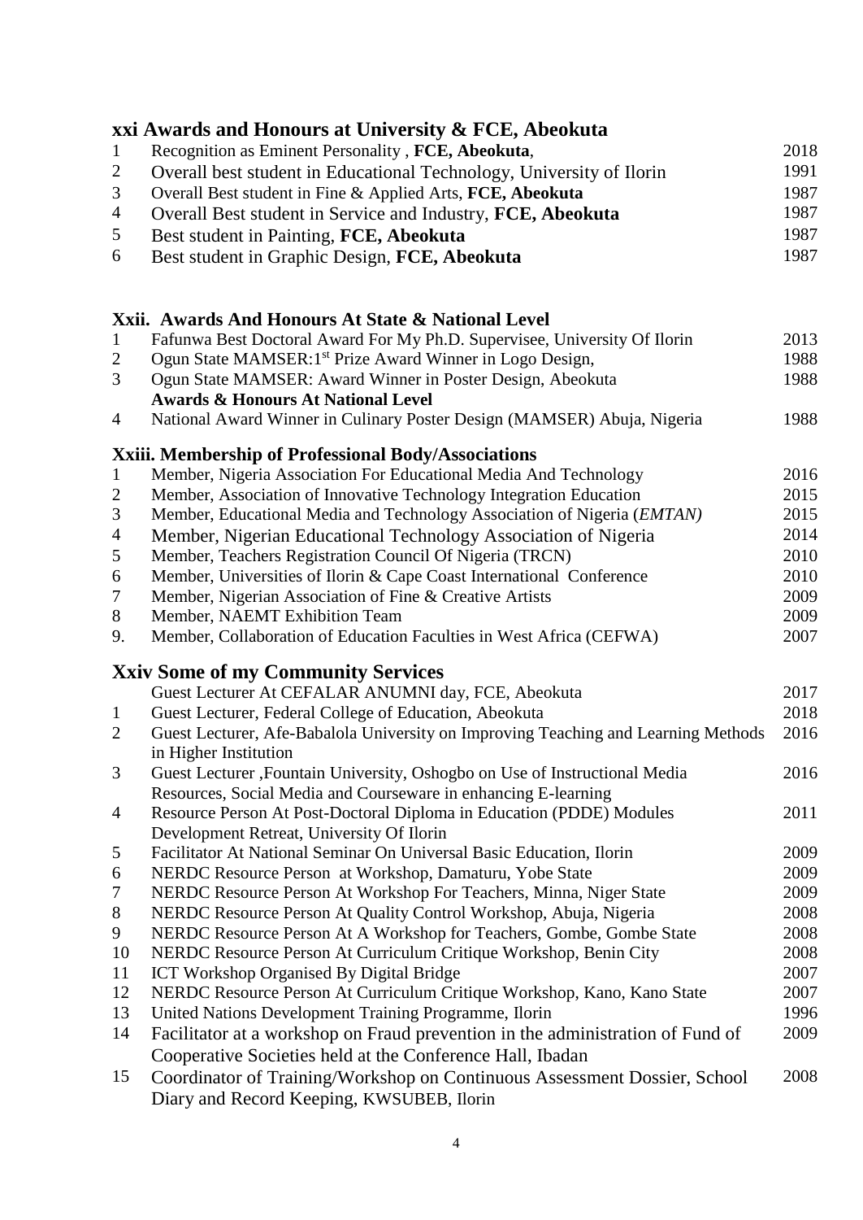## xxi Awards and Honours at University & FCE, Abeokuta

| | | |
|---|---|---|
| 1 | Recognition as Eminent Personality , **FCE, Abeokuta**, | 2018 |
| 2 | Overall best student in Educational Technology, University of Ilorin | 1991 |
| 3 | Overall Best student in Fine & Applied Arts, **FCE, Abeokuta** | 1987 |
| 4 | Overall Best student in Service and Industry, **FCE, Abeokuta** | 1987 |
| 5 | Best student in Painting, **FCE, Abeokuta** | 1987 |
| 6 | Best student in Graphic Design, **FCE, Abeokuta** | 1987 |

## Xxii. Awards And Honours At State & National Level

| | | |
|---|---|---|
| 1 | Fafunwa Best Doctoral Award For My Ph.D. Supervisee, University Of Ilorin | 2013 |
| 2 | Ogun State MAMSER:1st Prize Award Winner in Logo Design, | 1988 |
| 3 | Ogun State MAMSER: Award Winner in Poster Design, Abeokuta | 1988 |
| | **Awards & Honours At National Level** | |
| 4 | National Award Winner in Culinary Poster Design (MAMSER) Abuja, Nigeria | 1988 |

## Xxiii. Membership of Professional Body/Associations

| | | |
|---|---|---|
| 1 | Member, Nigeria Association For Educational Media And Technology | 2016 |
| 2 | Member, Association of Innovative Technology Integration Education | 2015 |
| 3 | Member, Educational Media and Technology Association of Nigeria (*EMTAN)* | 2015 |
| 4 | Member, Nigerian Educational Technology Association of Nigeria | 2014 |
| 5 | Member, Teachers Registration Council Of Nigeria (TRCN) | 2010 |
| 6 | Member, Universities of Ilorin & Cape Coast International Conference | 2010 |
| 7 | Member, Nigerian Association of Fine & Creative Artists | 2009 |
| 8 | Member, NAEMT Exhibition Team | 2009 |
| 9. | Member, Collaboration of Education Faculties in West Africa (CEFWA) | 2007 |

## Xxiv Some of my Community Services

| | | |
|---|---|---|
| | Guest Lecturer At CEFALAR ANUMNI day, FCE, Abeokuta | 2017 |
| 1 | Guest Lecturer, Federal College of Education, Abeokuta | 2018 |
| 2 | Guest Lecturer, Afe-Babalola University on Improving Teaching and Learning Methods in Higher Institution | 2016 |
| 3 | Guest Lecturer ,Fountain University, Oshogbo on Use of Instructional Media Resources, Social Media and Courseware in enhancing E-learning | 2016 |
| 4 | Resource Person At Post-Doctoral Diploma in Education (PDDE) Modules Development Retreat, University Of Ilorin | 2011 |
| 5 | Facilitator At National Seminar On Universal Basic Education, Ilorin | 2009 |
| 6 | NERDC Resource Person at Workshop, Damaturu, Yobe State | 2009 |
| 7 | NERDC Resource Person At Workshop For Teachers, Minna, Niger State | 2009 |
| 8 | NERDC Resource Person At Quality Control Workshop, Abuja, Nigeria | 2008 |
| 9 | NERDC Resource Person At A Workshop for Teachers, Gombe, Gombe State | 2008 |
| 10 | NERDC Resource Person At Curriculum Critique Workshop, Benin City | 2008 |
| 11 | ICT Workshop Organised By Digital Bridge | 2007 |
| 12 | NERDC Resource Person At Curriculum Critique Workshop, Kano, Kano State | 2007 |
| 13 | United Nations Development Training Programme, Ilorin | 1996 |
| 14 | Facilitator at a workshop on Fraud prevention in the administration of Fund of Cooperative Societies held at the Conference Hall, Ibadan | 2009 |
| 15 | Coordinator of Training/Workshop on Continuous Assessment Dossier, School Diary and Record Keeping, KWSUBEB, Ilorin | 2008 |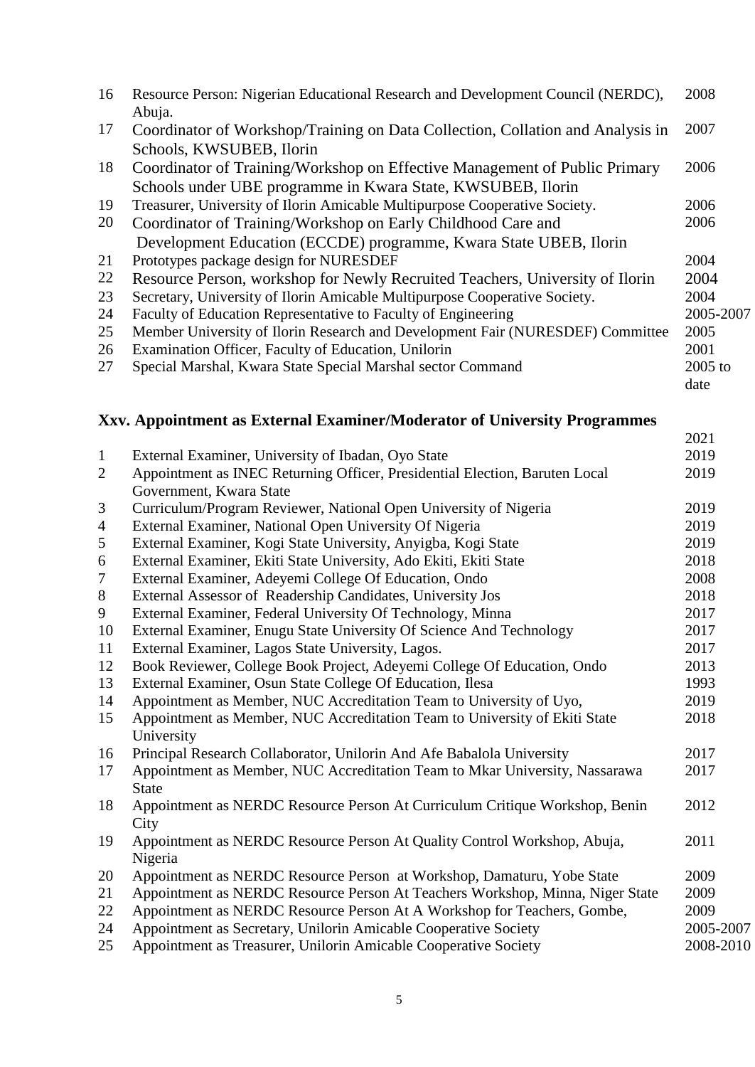| | | |
|---|---|---|
| 16 | Resource Person: Nigerian Educational Research and Development Council (NERDC), Abuja. | 2008 |
| 17 | Coordinator of Workshop/Training on Data Collection, Collation and Analysis in Schools, KWSUBEB, Ilorin | 2007 |
| 18 | Coordinator of Training/Workshop on Effective Management of Public Primary Schools under UBE programme in Kwara State, KWSUBEB, Ilorin | 2006 |
| 19 | Treasurer, University of Ilorin Amicable Multipurpose Cooperative Society. | 2006 |
| 20 | Coordinator of Training/Workshop on Early Childhood Care and Development Education (ECCDE) programme, Kwara State UBEB, Ilorin | 2006 |
| 21 | Prototypes package design for NURESDEF | 2004 |
| 22 | Resource Person, workshop for Newly Recruited Teachers, University of Ilorin | 2004 |
| 23 | Secretary, University of Ilorin Amicable Multipurpose Cooperative Society. | 2004 |
| 24 | Faculty of Education Representative to Faculty of Engineering | 2005-2007 |
| 25 | Member University of Ilorin Research and Development Fair (NURESDEF) Committee | 2005 |
| 26 | Examination Officer, Faculty of Education, Unilorin | 2001 |
| 27 | Special Marshal, Kwara State Special Marshal sector Command | 2005 to date |

## Xxv. Appointment as External Examiner/Moderator of University Programmes

| | | |
|---|---|---|
| | | 2021 |
| 1 | External Examiner, University of Ibadan, Oyo State | 2019 |
| 2 | Appointment as INEC Returning Officer, Presidential Election, Baruten Local Government, Kwara State | 2019 |
| 3 | Curriculum/Program Reviewer, National Open University of Nigeria | 2019 |
| 4 | External Examiner, National Open University Of Nigeria | 2019 |
| 5 | External Examiner, Kogi State University, Anyigba, Kogi State | 2019 |
| 6 | External Examiner, Ekiti State University, Ado Ekiti, Ekiti State | 2018 |
| 7 | External Examiner, Adeyemi College Of Education, Ondo | 2008 |
| 8 | External Assessor of Readership Candidates, University Jos | 2018 |
| 9 | External Examiner, Federal University Of Technology, Minna | 2017 |
| 10 | External Examiner, Enugu State University Of Science And Technology | 2017 |
| 11 | External Examiner, Lagos State University, Lagos. | 2017 |
| 12 | Book Reviewer, College Book Project, Adeyemi College Of Education, Ondo | 2013 |
| 13 | External Examiner, Osun State College Of Education, Ilesa | 1993 |
| 14 | Appointment as Member, NUC Accreditation Team to University of Uyo, | 2019 |
| 15 | Appointment as Member, NUC Accreditation Team to University of Ekiti State University | 2018 |
| 16 | Principal Research Collaborator, Unilorin And Afe Babalola University | 2017 |
| 17 | Appointment as Member, NUC Accreditation Team to Mkar University, Nassarawa State | 2017 |
| 18 | Appointment as NERDC Resource Person At Curriculum Critique Workshop, Benin City | 2012 |
| 19 | Appointment as NERDC Resource Person At Quality Control Workshop, Abuja, Nigeria | 2011 |
| 20 | Appointment as NERDC Resource Person at Workshop, Damaturu, Yobe State | 2009 |
| 21 | Appointment as NERDC Resource Person At Teachers Workshop, Minna, Niger State | 2009 |
| 22 | Appointment as NERDC Resource Person At A Workshop for Teachers, Gombe, | 2009 |
| 24 | Appointment as Secretary, Unilorin Amicable Cooperative Society | 2005-2007 |
| 25 | Appointment as Treasurer, Unilorin Amicable Cooperative Society | 2008-2010 |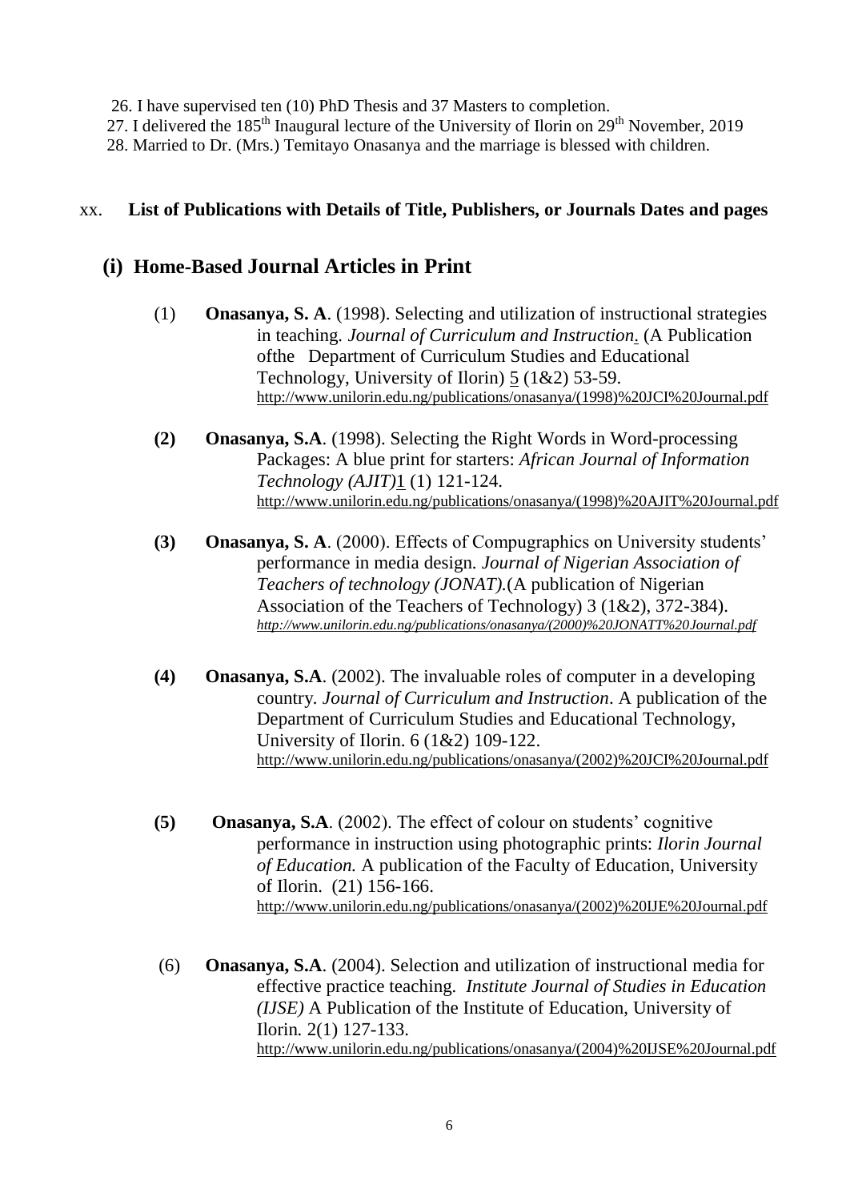26. I have supervised ten (10) PhD Thesis and 37 Masters to completion.
27. I delivered the 185th Inaugural lecture of the University of Ilorin on 29th November, 2019
28. Married to Dr. (Mrs.) Temitayo Onasanya and the marriage is blessed with children.

xx. **List of Publications with Details of Title, Publishers, or Journals Dates and pages**

## (i) Home-Based Journal Articles in Print

(1) **Onasanya, S. A**. (1998). Selecting and utilization of instructional strategies in teaching. *Journal of Curriculum and Instruction.* (A Publication ofthe Department of Curriculum Studies and Educational Technology, University of Ilorin) 5 (1&2) 53-59. http://www.unilorin.edu.ng/publications/onasanya/(1998)%20JCI%20Journal.pdf

**(2)** **Onasanya, S.A**. (1998). Selecting the Right Words in Word-processing Packages: A blue print for starters: *African Journal of Information Technology (AJIT)*1 (1) 121-124. http://www.unilorin.edu.ng/publications/onasanya/(1998)%20AJIT%20Journal.pdf

**(3)** **Onasanya, S. A**. (2000). Effects of Compugraphics on University students' performance in media design. *Journal of Nigerian Association of Teachers of technology (JONAT).*(A publication of Nigerian Association of the Teachers of Technology) 3 (1&2), 372-384). *http://www.unilorin.edu.ng/publications/onasanya/(2000)%20JONATT%20Journal.pdf*

**(4)** **Onasanya, S.A**. (2002). The invaluable roles of computer in a developing country. *Journal of Curriculum and Instruction*. A publication of the Department of Curriculum Studies and Educational Technology, University of Ilorin. 6 (1&2) 109-122. http://www.unilorin.edu.ng/publications/onasanya/(2002)%20JCI%20Journal.pdf

**(5)** **Onasanya, S.A**. (2002). The effect of colour on students' cognitive performance in instruction using photographic prints: *Ilorin Journal of Education.* A publication of the Faculty of Education, University of Ilorin. (21) 156-166. http://www.unilorin.edu.ng/publications/onasanya/(2002)%20IJE%20Journal.pdf

(6) **Onasanya, S.A**. (2004). Selection and utilization of instructional media for effective practice teaching. *Institute Journal of Studies in Education (IJSE)* A Publication of the Institute of Education, University of Ilorin. 2(1) 127-133. http://www.unilorin.edu.ng/publications/onasanya/(2004)%20IJSE%20Journal.pdf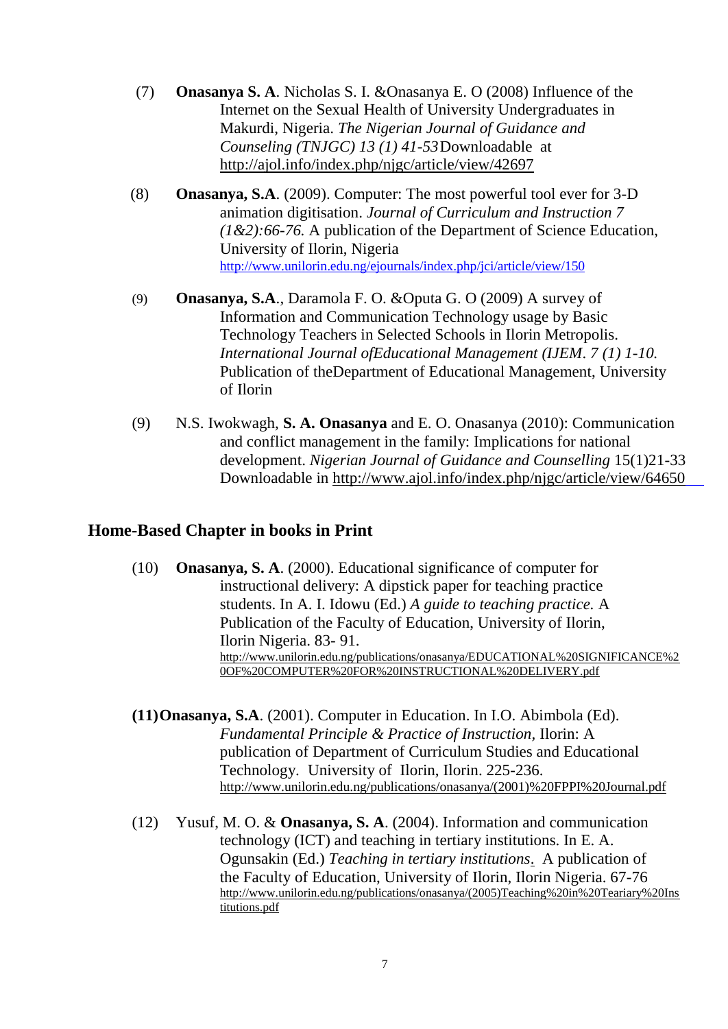(7) **Onasanya S. A**. Nicholas S. I. &Onasanya E. O (2008) Influence of the Internet on the Sexual Health of University Undergraduates in Makurdi, Nigeria. *The Nigerian Journal of Guidance and Counseling (TNJGC) 13 (1) 41-53* Downloadable at http://ajol.info/index.php/njgc/article/view/42697

(8) **Onasanya, S.A**. (2009). Computer: The most powerful tool ever for 3-D animation digitisation. *Journal of Curriculum and Instruction 7 (1&2):66-76.* A publication of the Department of Science Education, University of Ilorin, Nigeria http://www.unilorin.edu.ng/ejournals/index.php/jci/article/view/150

(9) **Onasanya, S.A**., Daramola F. O. &Oputa G. O (2009) A survey of Information and Communication Technology usage by Basic Technology Teachers in Selected Schools in Ilorin Metropolis. *International Journal ofEducational Management (IJEM. 7 (1) 1-10.* Publication of theDepartment of Educational Management, University of Ilorin

(9) N.S. Iwokwagh, **S. A. Onasanya** and E. O. Onasanya (2010): Communication and conflict management in the family: Implications for national development. *Nigerian Journal of Guidance and Counselling* 15(1)21-33 Downloadable in http://www.ajol.info/index.php/njgc/article/view/64650

## Home-Based Chapter in books in Print

(10) **Onasanya, S. A**. (2000). Educational significance of computer for instructional delivery: A dipstick paper for teaching practice students. In A. I. Idowu (Ed.) *A guide to teaching practice.* A Publication of the Faculty of Education, University of Ilorin, Ilorin Nigeria. 83- 91. http://www.unilorin.edu.ng/publications/onasanya/EDUCATIONAL%20SIGNIFICANCE%20OF%20COMPUTER%20FOR%20INSTRUCTIONAL%20DELIVERY.pdf

**(11)Onasanya, S.A**. (2001). Computer in Education. In I.O. Abimbola (Ed). *Fundamental Principle & Practice of Instruction*, Ilorin: A publication of Department of Curriculum Studies and Educational Technology. University of Ilorin, Ilorin. 225-236. http://www.unilorin.edu.ng/publications/onasanya/(2001)%20FPPI%20Journal.pdf

(12) Yusuf, M. O. & **Onasanya, S. A**. (2004). Information and communication technology (ICT) and teaching in tertiary institutions. In E. A. Ogunsakin (Ed.) *Teaching in tertiary institutions*. A publication of the Faculty of Education, University of Ilorin, Ilorin Nigeria. 67-76 http://www.unilorin.edu.ng/publications/onasanya/(2005)Teaching%20in%20Teariary%20Institutions.pdf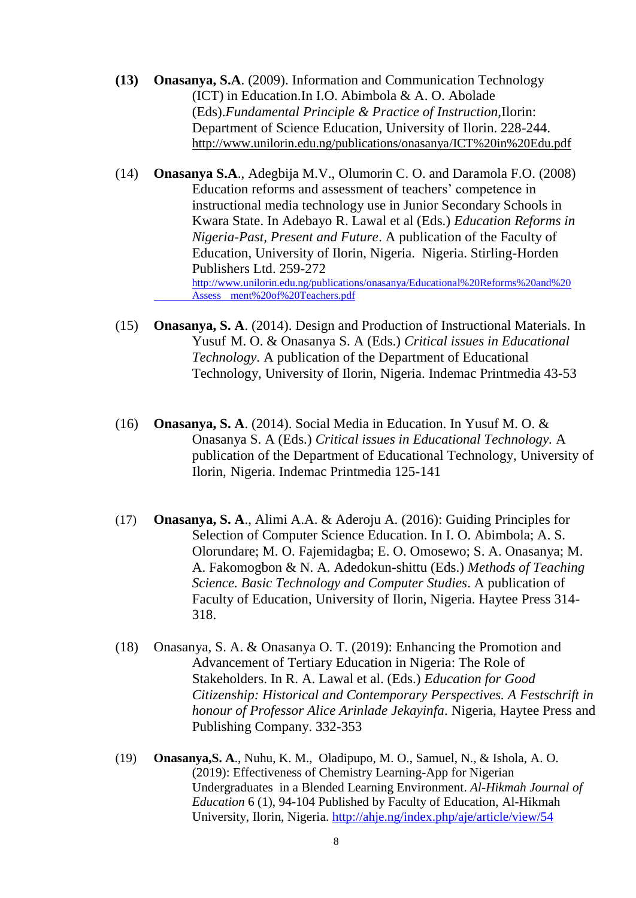**(13)** **Onasanya, S.A**. (2009). Information and Communication Technology (ICT) in Education.In I.O. Abimbola & A. O. Abolade (Eds).*Fundamental Principle & Practice of Instruction*,Ilorin: Department of Science Education, University of Ilorin. 228-244. http://www.unilorin.edu.ng/publications/onasanya/ICT%20in%20Edu.pdf

(14) **Onasanya S.A**., Adegbija M.V., Olumorin C. O. and Daramola F.O. (2008) Education reforms and assessment of teachers' competence in instructional media technology use in Junior Secondary Schools in Kwara State. In Adebayo R. Lawal et al (Eds.) *Education Reforms in Nigeria-Past, Present and Future*. A publication of the Faculty of Education, University of Ilorin, Nigeria. Nigeria. Stirling-Horden Publishers Ltd. 259-272 http://www.unilorin.edu.ng/publications/onasanya/Educational%20Reforms%20and%20Assess ment%20of%20Teachers.pdf

(15) **Onasanya, S. A**. (2014). Design and Production of Instructional Materials. In Yusuf M. O. & Onasanya S. A (Eds.) *Critical issues in Educational Technology*. A publication of the Department of Educational Technology, University of Ilorin, Nigeria. Indemac Printmedia 43-53

(16) **Onasanya, S. A**. (2014). Social Media in Education. In Yusuf M. O. & Onasanya S. A (Eds.) *Critical issues in Educational Technology.* A publication of the Department of Educational Technology, University of Ilorin, Nigeria. Indemac Printmedia 125-141

(17) **Onasanya, S. A**., Alimi A.A. & Aderoju A. (2016): Guiding Principles for Selection of Computer Science Education. In I. O. Abimbola; A. S. Olorundare; M. O. Fajemidagba; E. O. Omosewo; S. A. Onasanya; M. A. Fakomogbon & N. A. Adedokun-shittu (Eds.) *Methods of Teaching Science. Basic Technology and Computer Studies*. A publication of Faculty of Education, University of Ilorin, Nigeria. Haytee Press 314-318.

(18) Onasanya, S. A. & Onasanya O. T. (2019): Enhancing the Promotion and Advancement of Tertiary Education in Nigeria: The Role of Stakeholders. In R. A. Lawal et al. (Eds.) *Education for Good Citizenship: Historical and Contemporary Perspectives. A Festschrift in honour of Professor Alice Arinlade Jekayinfa*. Nigeria, Haytee Press and Publishing Company. 332-353

(19) **Onasanya,S. A**., Nuhu, K. M., Oladipupo, M. O., Samuel, N., & Ishola, A. O. (2019): Effectiveness of Chemistry Learning-App for Nigerian Undergraduates in a Blended Learning Environment. *Al-Hikmah Journal of Education* 6 (1), 94-104 Published by Faculty of Education, Al-Hikmah University, Ilorin, Nigeria. http://ahje.ng/index.php/aje/article/view/54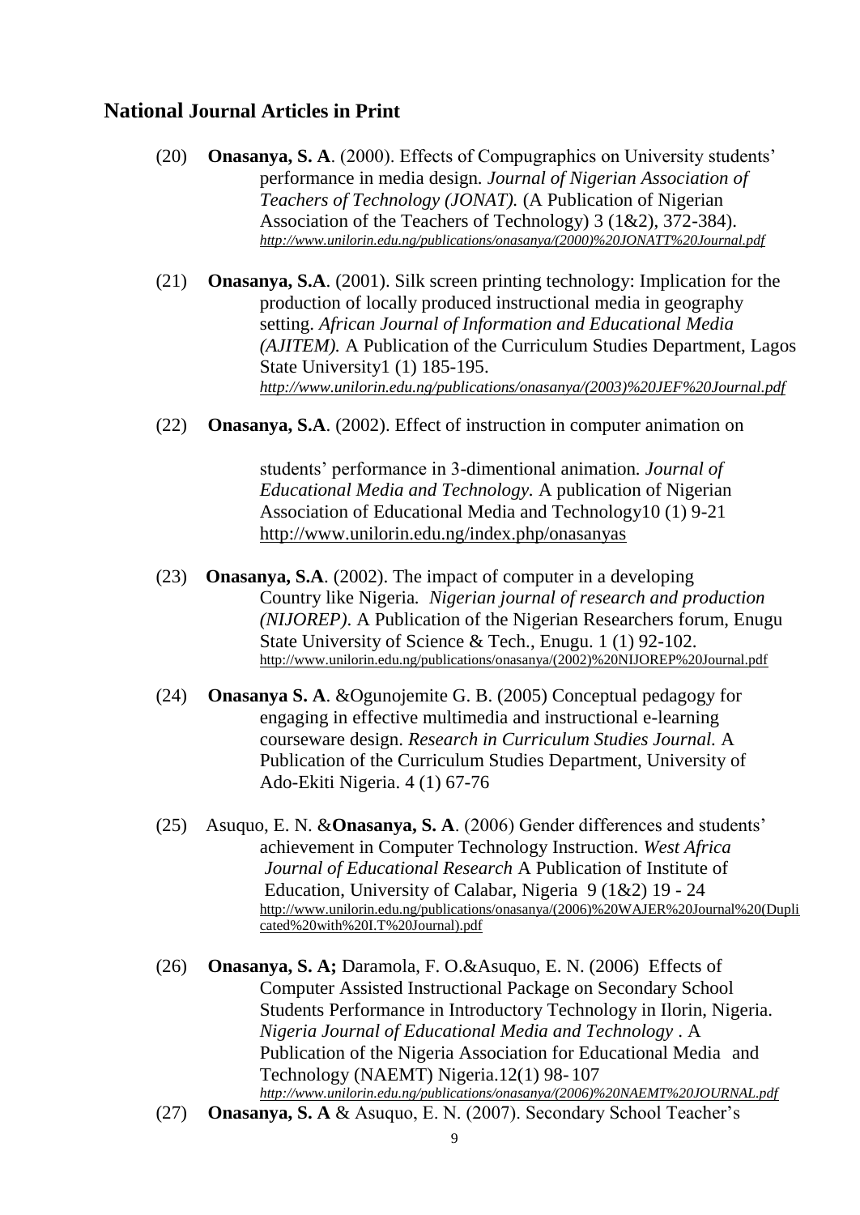## National Journal Articles in Print

(20) **Onasanya, S. A**. (2000). Effects of Compugraphics on University students' performance in media design. *Journal of Nigerian Association of Teachers of Technology (JONAT).* (A Publication of Nigerian Association of the Teachers of Technology) 3 (1&2), 372-384). *http://www.unilorin.edu.ng/publications/onasanya/(2000)%20JONATT%20Journal.pdf*

(21) **Onasanya, S.A**. (2001). Silk screen printing technology: Implication for the production of locally produced instructional media in geography setting. *African Journal of Information and Educational Media (AJITEM).* A Publication of the Curriculum Studies Department, Lagos State University1 (1) 185-195. *http://www.unilorin.edu.ng/publications/onasanya/(2003)%20JEF%20Journal.pdf*

(22) **Onasanya, S.A**. (2002). Effect of instruction in computer animation on

students' performance in 3-dimentional animation. *Journal of Educational Media and Technology.* A publication of Nigerian Association of Educational Media and Technology10 (1) 9-21 http://www.unilorin.edu.ng/index.php/onasanyas

(23) **Onasanya, S.A**. (2002). The impact of computer in a developing Country like Nigeria. *Nigerian journal of research and production (NIJOREP)*. A Publication of the Nigerian Researchers forum, Enugu State University of Science & Tech., Enugu. 1 (1) 92-102. http://www.unilorin.edu.ng/publications/onasanya/(2002)%20NIJOREP%20Journal.pdf

(24) **Onasanya S. A**. &Ogunojemite G. B. (2005) Conceptual pedagogy for engaging in effective multimedia and instructional e-learning courseware design. *Research in Curriculum Studies Journal.* A Publication of the Curriculum Studies Department, University of Ado-Ekiti Nigeria. 4 (1) 67-76

(25) Asuquo, E. N. &**Onasanya, S. A**. (2006) Gender differences and students' achievement in Computer Technology Instruction. *West Africa Journal of Educational Research* A Publication of Institute of Education, University of Calabar, Nigeria 9 (1&2) 19 - 24 http://www.unilorin.edu.ng/publications/onasanya/(2006)%20WAJER%20Journal%20(Duplicated%20with%20I.T%20Journal).pdf

(26) **Onasanya, S. A;** Daramola, F. O.&Asuquo, E. N. (2006) Effects of Computer Assisted Instructional Package on Secondary School Students Performance in Introductory Technology in Ilorin, Nigeria. *Nigeria Journal of Educational Media and Technology* . A Publication of the Nigeria Association for Educational Media and Technology (NAEMT) Nigeria.12(1) 98- 107 *http://www.unilorin.edu.ng/publications/onasanya/(2006)%20NAEMT%20JOURNAL.pdf*

(27) **Onasanya, S. A** & Asuquo, E. N. (2007). Secondary School Teacher's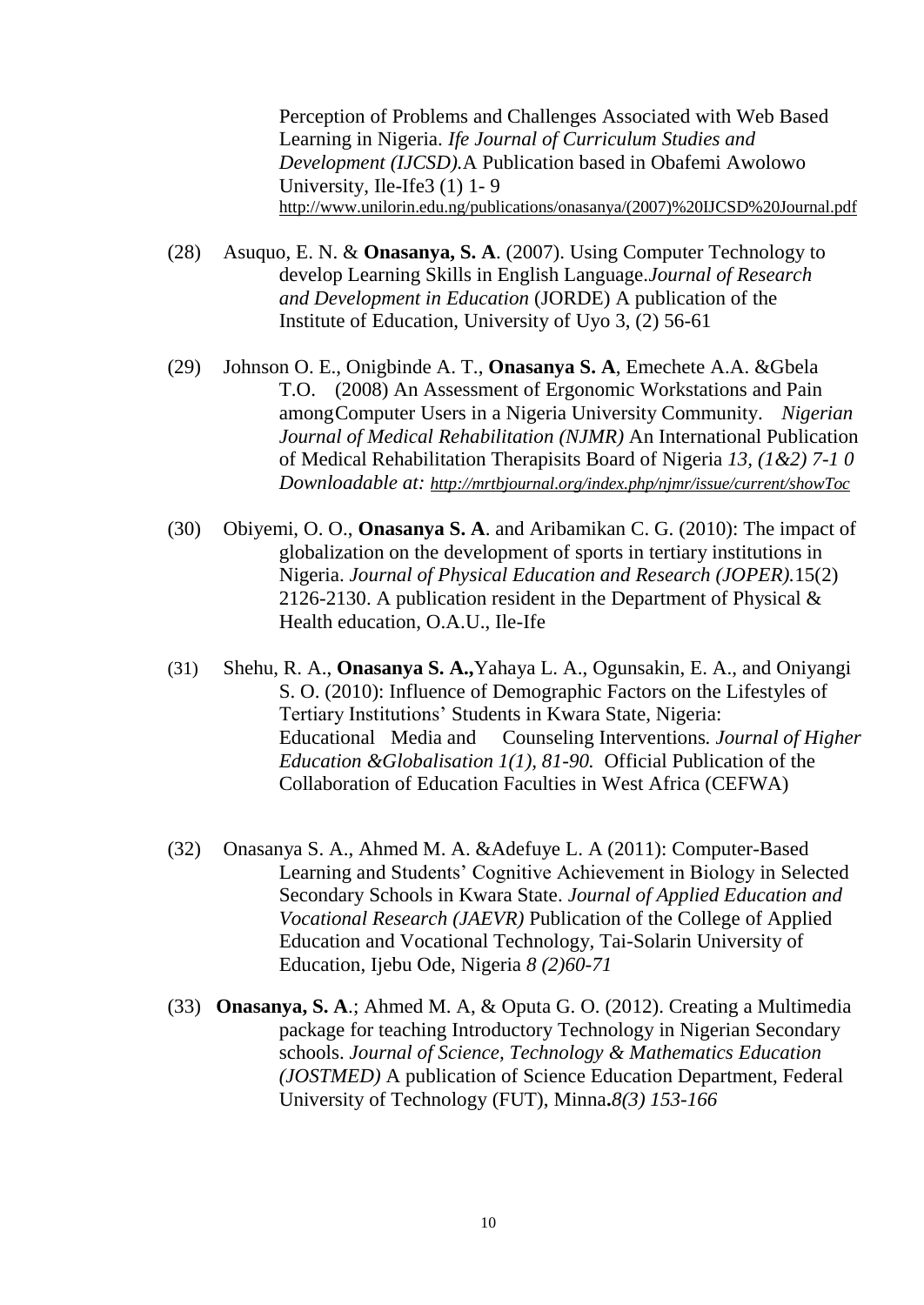Perception of Problems and Challenges Associated with Web Based Learning in Nigeria. *Ife Journal of Curriculum Studies and Development (IJCSD).*A Publication based in Obafemi Awolowo University, Ile-Ife3 (1) 1- 9 http://www.unilorin.edu.ng/publications/onasanya/(2007)%20IJCSD%20Journal.pdf

(28) Asuquo, E. N. & **Onasanya, S. A**. (2007). Using Computer Technology to develop Learning Skills in English Language.*Journal of Research and Development in Education* (JORDE) A publication of the Institute of Education, University of Uyo 3, (2) 56-61

(29) Johnson O. E., Onigbinde A. T., **Onasanya S. A**, Emechete A.A. &Gbela T.O. (2008) An Assessment of Ergonomic Workstations and Pain amongComputer Users in a Nigeria University Community. *Nigerian Journal of Medical Rehabilitation (NJMR)* An International Publication of Medical Rehabilitation Therapisits Board of Nigeria *13, (1&2) 7-1 0 Downloadable at: http://mrtbjournal.org/index.php/njmr/issue/current/showToc*

(30) Obiyemi, O. O., **Onasanya S. A**. and Aribamikan C. G. (2010): The impact of globalization on the development of sports in tertiary institutions in Nigeria. *Journal of Physical Education and Research (JOPER).*15(2) 2126-2130. A publication resident in the Department of Physical & Health education, O.A.U., Ile-Ife

(31) Shehu, R. A., **Onasanya S. A.,**Yahaya L. A., Ogunsakin, E. A., and Oniyangi S. O. (2010): Influence of Demographic Factors on the Lifestyles of Tertiary Institutions' Students in Kwara State, Nigeria: Educational Media and Counseling Interventions. *Journal of Higher Education &Globalisation 1(1), 81-90.* Official Publication of the Collaboration of Education Faculties in West Africa (CEFWA)

(32) Onasanya S. A., Ahmed M. A. &Adefuye L. A (2011): Computer-Based Learning and Students' Cognitive Achievement in Biology in Selected Secondary Schools in Kwara State. *Journal of Applied Education and Vocational Research (JAEVR)* Publication of the College of Applied Education and Vocational Technology, Tai-Solarin University of Education, Ijebu Ode, Nigeria *8 (2)60-71*

(33) **Onasanya, S. A**.; Ahmed M. A, & Oputa G. O. (2012). Creating a Multimedia package for teaching Introductory Technology in Nigerian Secondary schools. *Journal of Science, Technology & Mathematics Education (JOSTMED)* A publication of Science Education Department, Federal University of Technology (FUT), Minna**.***8(3) 153-166*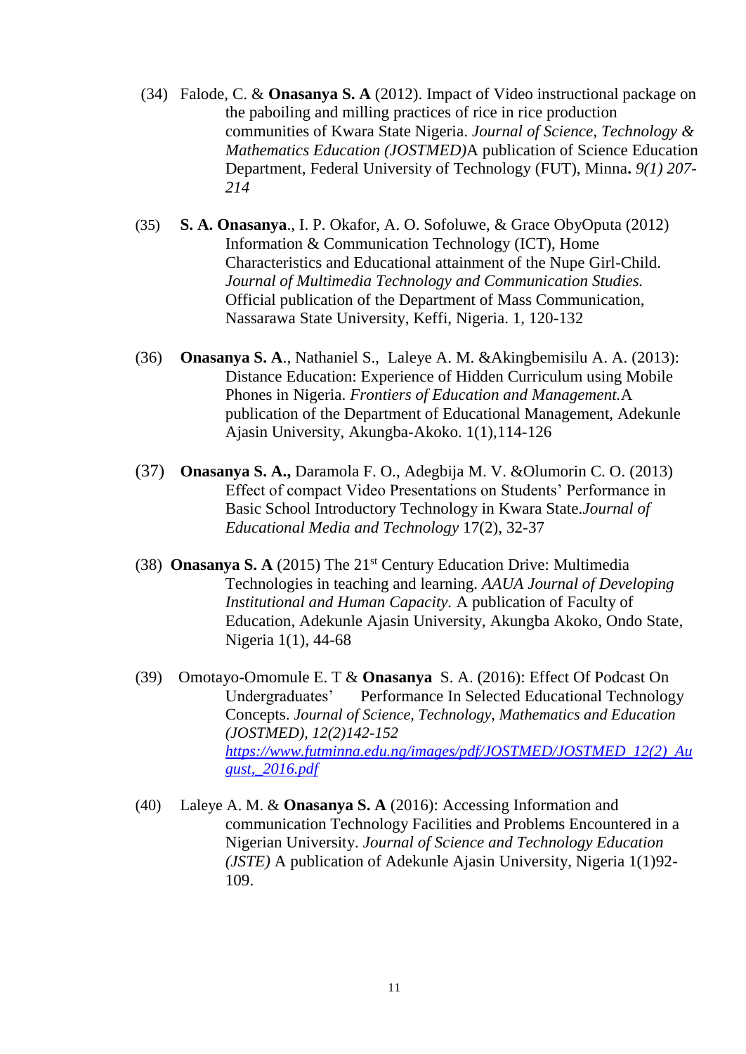(34) Falode, C. & **Onasanya S. A** (2012). Impact of Video instructional package on the paboiling and milling practices of rice in rice production communities of Kwara State Nigeria. *Journal of Science, Technology & Mathematics Education (JOSTMED)*A publication of Science Education Department, Federal University of Technology (FUT), Minna**.** *9(1) 207-214*

(35) **S. A. Onasanya**., I. P. Okafor, A. O. Sofoluwe, & Grace ObyOputa (2012) Information & Communication Technology (ICT), Home Characteristics and Educational attainment of the Nupe Girl-Child. *Journal of Multimedia Technology and Communication Studies.* Official publication of the Department of Mass Communication, Nassarawa State University, Keffi, Nigeria. 1, 120-132

(36) **Onasanya S. A**., Nathaniel S., Laleye A. M. &Akingbemisilu A. A. (2013): Distance Education: Experience of Hidden Curriculum using Mobile Phones in Nigeria. *Frontiers of Education and Management.*A publication of the Department of Educational Management, Adekunle Ajasin University, Akungba-Akoko. 1(1),114-126

(37) **Onasanya S. A.,** Daramola F. O., Adegbija M. V. &Olumorin C. O. (2013) Effect of compact Video Presentations on Students' Performance in Basic School Introductory Technology in Kwara State.*Journal of Educational Media and Technology* 17(2), 32-37

(38) **Onasanya S. A** (2015) The 21st Century Education Drive: Multimedia Technologies in teaching and learning. *AAUA Journal of Developing Institutional and Human Capacity.* A publication of Faculty of Education, Adekunle Ajasin University, Akungba Akoko, Ondo State, Nigeria 1(1), 44-68

(39) Omotayo-Omomule E. T & **Onasanya** S. A. (2016): Effect Of Podcast On Undergraduates' Performance In Selected Educational Technology Concepts. *Journal of Science, Technology, Mathematics and Education (JOSTMED), 12(2)142-152* [https://www.futminna.edu.ng/images/pdf/JOSTMED/JOSTMED_12(2)_August,_2016.pdf](https://www.futminna.edu.ng/images/pdf/JOSTMED/JOSTMED_12(2)_August,_2016.pdf)

(40) Laleye A. M. & **Onasanya S. A** (2016): Accessing Information and communication Technology Facilities and Problems Encountered in a Nigerian University. *Journal of Science and Technology Education (JSTE)* A publication of Adekunle Ajasin University, Nigeria 1(1)92-109.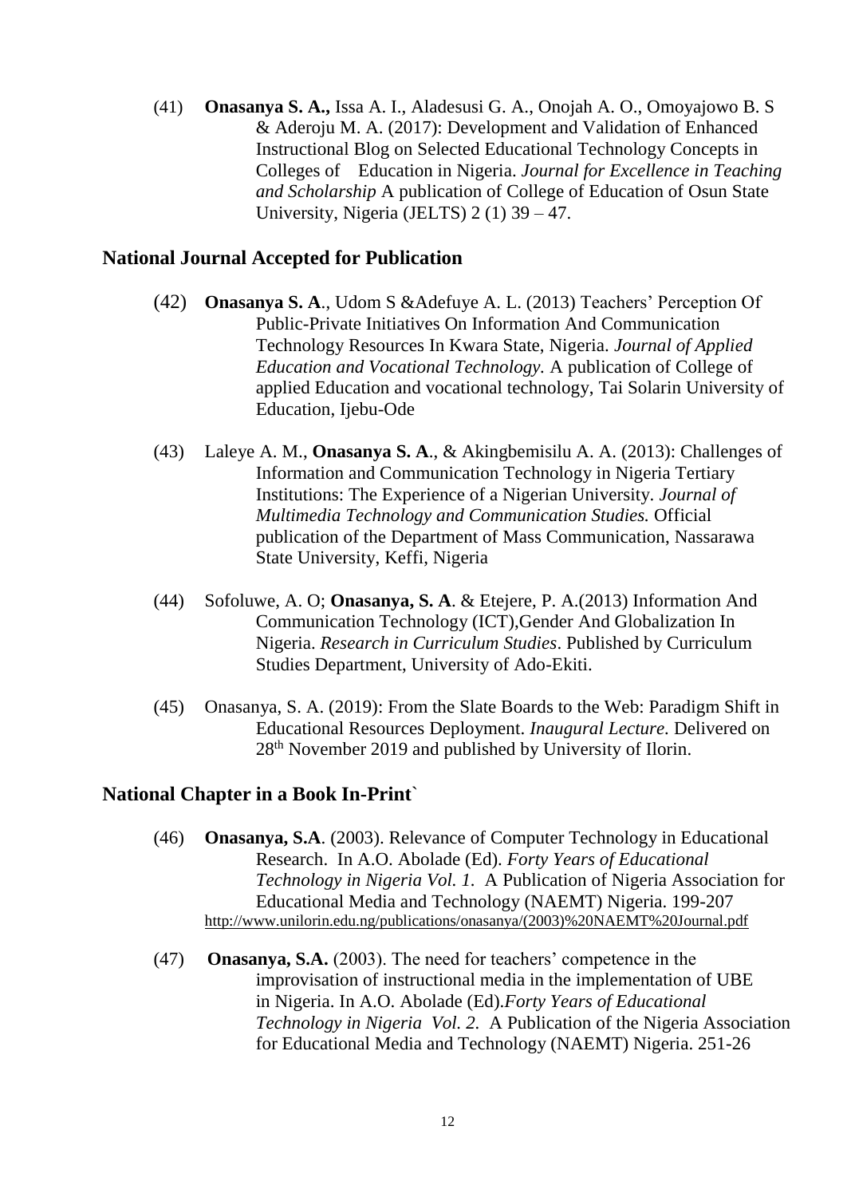(41) **Onasanya S. A.,** Issa A. I., Aladesusi G. A., Onojah A. O., Omoyajowo B. S & Aderoju M. A. (2017): Development and Validation of Enhanced Instructional Blog on Selected Educational Technology Concepts in Colleges of Education in Nigeria. *Journal for Excellence in Teaching and Scholarship* A publication of College of Education of Osun State University, Nigeria (JELTS) 2 (1) 39 – 47.

## National Journal Accepted for Publication

(42) **Onasanya S. A**., Udom S &Adefuye A. L. (2013) Teachers' Perception Of Public-Private Initiatives On Information And Communication Technology Resources In Kwara State, Nigeria. *Journal of Applied Education and Vocational Technology.* A publication of College of applied Education and vocational technology, Tai Solarin University of Education, Ijebu-Ode

(43) Laleye A. M., **Onasanya S. A**., & Akingbemisilu A. A. (2013): Challenges of Information and Communication Technology in Nigeria Tertiary Institutions: The Experience of a Nigerian University. *Journal of Multimedia Technology and Communication Studies.* Official publication of the Department of Mass Communication, Nassarawa State University, Keffi, Nigeria

(44) Sofoluwe, A. O; **Onasanya, S. A**. & Etejere, P. A.(2013) Information And Communication Technology (ICT),Gender And Globalization In Nigeria. *Research in Curriculum Studies*. Published by Curriculum Studies Department, University of Ado-Ekiti.

(45) Onasanya, S. A. (2019): From the Slate Boards to the Web: Paradigm Shift in Educational Resources Deployment. *Inaugural Lecture.* Delivered on 28th November 2019 and published by University of Ilorin.

## National Chapter in a Book In-Print`

(46) **Onasanya, S.A**. (2003). Relevance of Computer Technology in Educational Research. In A.O. Abolade (Ed). *Forty Years of Educational Technology in Nigeria Vol. 1.* A Publication of Nigeria Association for Educational Media and Technology (NAEMT) Nigeria. 199-207 http://www.unilorin.edu.ng/publications/onasanya/(2003)%20NAEMT%20Journal.pdf

(47) **Onasanya, S.A.** (2003). The need for teachers' competence in the improvisation of instructional media in the implementation of UBE in Nigeria. In A.O. Abolade (Ed).*Forty Years of Educational Technology in Nigeria Vol. 2.* A Publication of the Nigeria Association for Educational Media and Technology (NAEMT) Nigeria. 251-26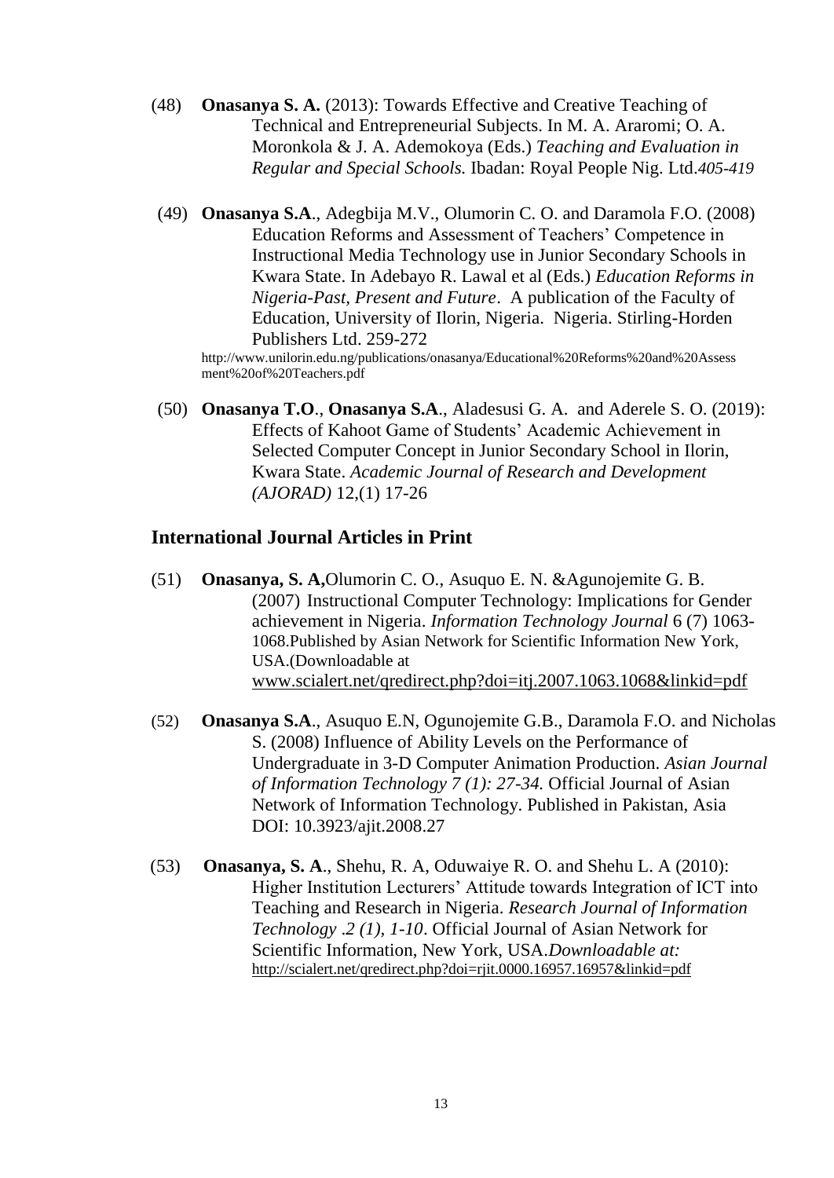(48) **Onasanya S. A.** (2013): Towards Effective and Creative Teaching of Technical and Entrepreneurial Subjects. In M. A. Araromi; O. A. Moronkola & J. A. Ademokoya (Eds.) *Teaching and Evaluation in Regular and Special Schools.* Ibadan: Royal People Nig. Ltd.*405-419*

(49) **Onasanya S.A**., Adegbija M.V., Olumorin C. O. and Daramola F.O. (2008) Education Reforms and Assessment of Teachers' Competence in Instructional Media Technology use in Junior Secondary Schools in Kwara State. In Adebayo R. Lawal et al (Eds.) *Education Reforms in Nigeria-Past, Present and Future*. A publication of the Faculty of Education, University of Ilorin, Nigeria. Nigeria. Stirling-Horden Publishers Ltd. 259-272 http://www.unilorin.edu.ng/publications/onasanya/Educational%20Reforms%20and%20Assessment%20of%20Teachers.pdf

(50) **Onasanya T.O**., **Onasanya S.A**., Aladesusi G. A. and Aderele S. O. (2019): Effects of Kahoot Game of Students' Academic Achievement in Selected Computer Concept in Junior Secondary School in Ilorin, Kwara State. *Academic Journal of Research and Development (AJORAD)* 12,(1) 17-26

## International Journal Articles in Print

(51) **Onasanya, S. A,**Olumorin C. O., Asuquo E. N. &Agunojemite G. B. (2007) Instructional Computer Technology: Implications for Gender achievement in Nigeria. *Information Technology Journal* 6 (7) 1063-1068.Published by Asian Network for Scientific Information New York, USA.(Downloadable at www.scialert.net/qredirect.php?doi=itj.2007.1063.1068&linkid=pdf

(52) **Onasanya S.A**., Asuquo E.N, Ogunojemite G.B., Daramola F.O. and Nicholas S. (2008) Influence of Ability Levels on the Performance of Undergraduate in 3-D Computer Animation Production. *Asian Journal of Information Technology 7 (1): 27-34.* Official Journal of Asian Network of Information Technology. Published in Pakistan, Asia DOI: 10.3923/ajit.2008.27

(53) **Onasanya, S. A**., Shehu, R. A, Oduwaiye R. O. and Shehu L. A (2010): Higher Institution Lecturers' Attitude towards Integration of ICT into Teaching and Research in Nigeria. *Research Journal of Information Technology .2 (1), 1-10*. Official Journal of Asian Network for Scientific Information, New York, USA.*Downloadable at:* http://scialert.net/qredirect.php?doi=rjit.0000.16957.16957&linkid=pdf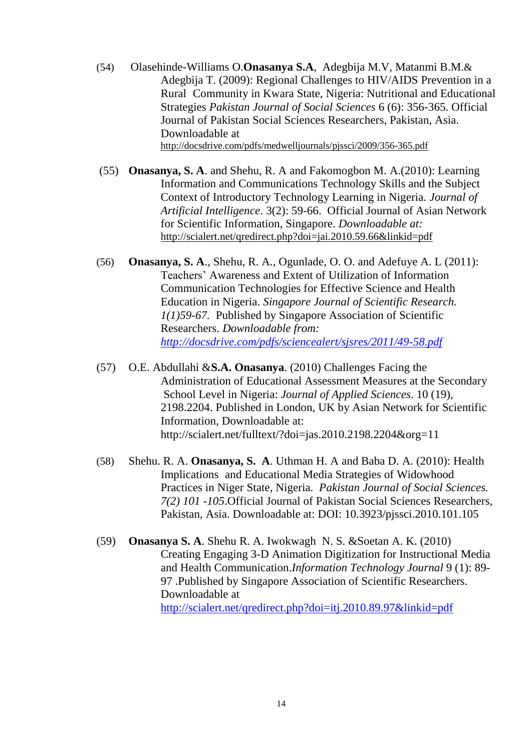(54) Olasehinde-Williams O.**Onasanya S.A**, Adegbija M.V, Matanmi B.M.& Adegbija T. (2009): Regional Challenges to HIV/AIDS Prevention in a Rural Community in Kwara State, Nigeria: Nutritional and Educational Strategies *Pakistan Journal of Social Sciences* 6 (6): 356-365. Official Journal of Pakistan Social Sciences Researchers, Pakistan, Asia. Downloadable at http://docsdrive.com/pdfs/medwelljournals/pjssci/2009/356-365.pdf

(55) **Onasanya, S. A**. and Shehu, R. A and Fakomogbon M. A.(2010): Learning Information and Communications Technology Skills and the Subject Context of Introductory Technology Learning in Nigeria. *Journal of Artificial Intelligence*. 3(2): 59-66. Official Journal of Asian Network for Scientific Information, Singapore. *Downloadable at:* http://scialert.net/qredirect.php?doi=jai.2010.59.66&linkid=pdf

(56) **Onasanya, S. A**., Shehu, R. A., Ogunlade, O. O. and Adefuye A. L (2011): Teachers' Awareness and Extent of Utilization of Information Communication Technologies for Effective Science and Health Education in Nigeria. *Singapore Journal of Scientific Research. 1(1)59-67.* Published by Singapore Association of Scientific Researchers. *Downloadable from: http://docsdrive.com/pdfs/sciencealert/sjsres/2011/49-58.pdf*

(57) O.E. Abdullahi &**S.A. Onasanya**. (2010) Challenges Facing the Administration of Educational Assessment Measures at the Secondary School Level in Nigeria: *Journal of Applied Sciences*. 10 (19), 2198.2204. Published in London, UK by Asian Network for Scientific Information, Downloadable at: http://scialert.net/fulltext/?doi=jas.2010.2198.2204&org=11

(58) Shehu. R. A. **Onasanya, S. A**. Uthman H. A and Baba D. A. (2010): Health Implications and Educational Media Strategies of Widowhood Practices in Niger State, Nigeria. *Pakistan Journal of Social Sciences. 7(2) 101 -105*.Official Journal of Pakistan Social Sciences Researchers, Pakistan, Asia. Downloadable at: DOI: 10.3923/pjssci.2010.101.105

(59) **Onasanya S. A**. Shehu R. A. Iwokwagh N. S. &Soetan A. K. (2010) Creating Engaging 3-D Animation Digitization for Instructional Media and Health Communication.*Information Technology Journal* 9 (1): 89-97 .Published by Singapore Association of Scientific Researchers. Downloadable at http://scialert.net/qredirect.php?doi=itj.2010.89.97&linkid=pdf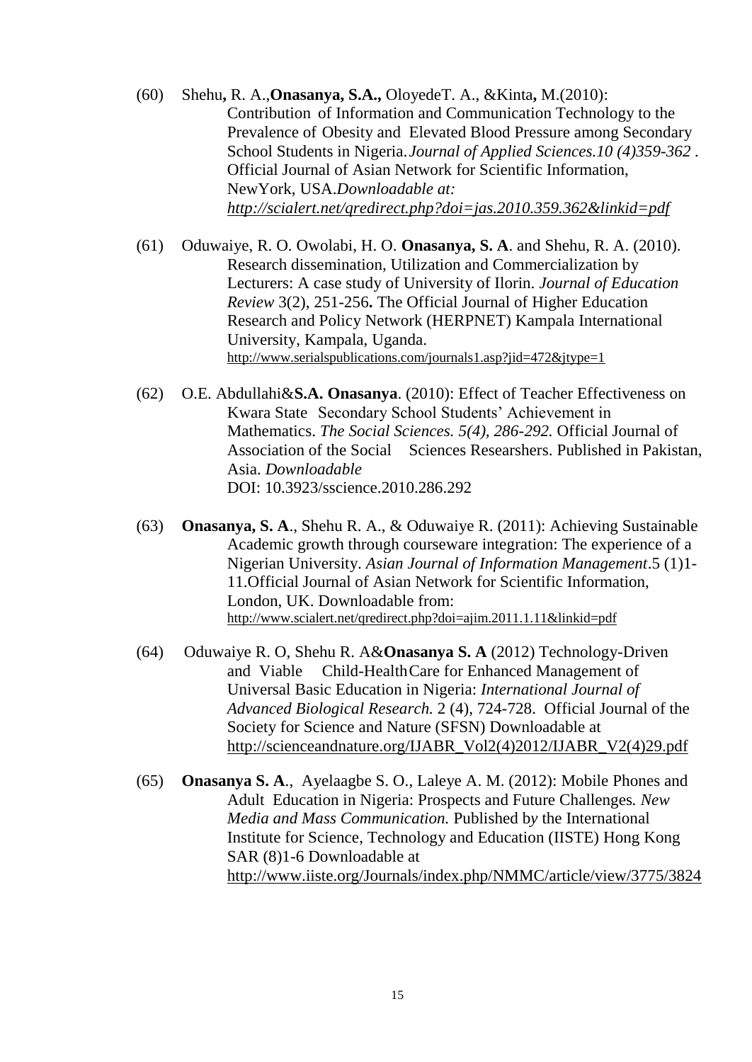(60) Shehu**,** R. A.,**Onasanya, S.A.,** OloyedeT. A., &Kinta**,** M.(2010): Contribution of Information and Communication Technology to the Prevalence of Obesity and Elevated Blood Pressure among Secondary School Students in Nigeria.*Journal of Applied Sciences.10 (4)359-362* . Official Journal of Asian Network for Scientific Information, NewYork, USA.*Downloadable at: http://scialert.net/qredirect.php?doi=jas.2010.359.362&linkid=pdf*

(61) Oduwaiye, R. O. Owolabi, H. O. **Onasanya, S. A**. and Shehu, R. A. (2010). Research dissemination, Utilization and Commercialization by Lecturers: A case study of University of Ilorin. *Journal of Education Review* 3(2), 251-256**.** The Official Journal of Higher Education Research and Policy Network (HERPNET) Kampala International University, Kampala, Uganda. http://www.serialspublications.com/journals1.asp?jid=472&jtype=1

(62) O.E. Abdullahi&**S.A. Onasanya**. (2010): Effect of Teacher Effectiveness on Kwara State Secondary School Students' Achievement in Mathematics. *The Social Sciences. 5(4), 286-292.* Official Journal of Association of the Social Sciences Researshers. Published in Pakistan, Asia. *Downloadable* DOI: 10.3923/sscience.2010.286.292

(63) **Onasanya, S. A**., Shehu R. A., & Oduwaiye R. (2011): Achieving Sustainable Academic growth through courseware integration: The experience of a Nigerian University. *Asian Journal of Information Management*.5 (1)1-11.Official Journal of Asian Network for Scientific Information, London, UK. Downloadable from: http://www.scialert.net/qredirect.php?doi=ajim.2011.1.11&linkid=pdf

(64) Oduwaiye R. O, Shehu R. A&**Onasanya S. A** (2012) Technology-Driven and Viable Child-HealthCare for Enhanced Management of Universal Basic Education in Nigeria: *International Journal of Advanced Biological Research.* 2 (4), 724-728. Official Journal of the Society for Science and Nature (SFSN) Downloadable at http://scienceandnature.org/IJABR_Vol2(4)2012/IJABR_V2(4)29.pdf

(65) **Onasanya S. A**., Ayelaagbe S. O., Laleye A. M. (2012): Mobile Phones and Adult Education in Nigeria: Prospects and Future Challenges*. New Media and Mass Communication.* Published b*y* the International Institute for Science, Technology and Education (IISTE) Hong Kong SAR (8)1-6 Downloadable at http://www.iiste.org/Journals/index.php/NMMC/article/view/3775/3824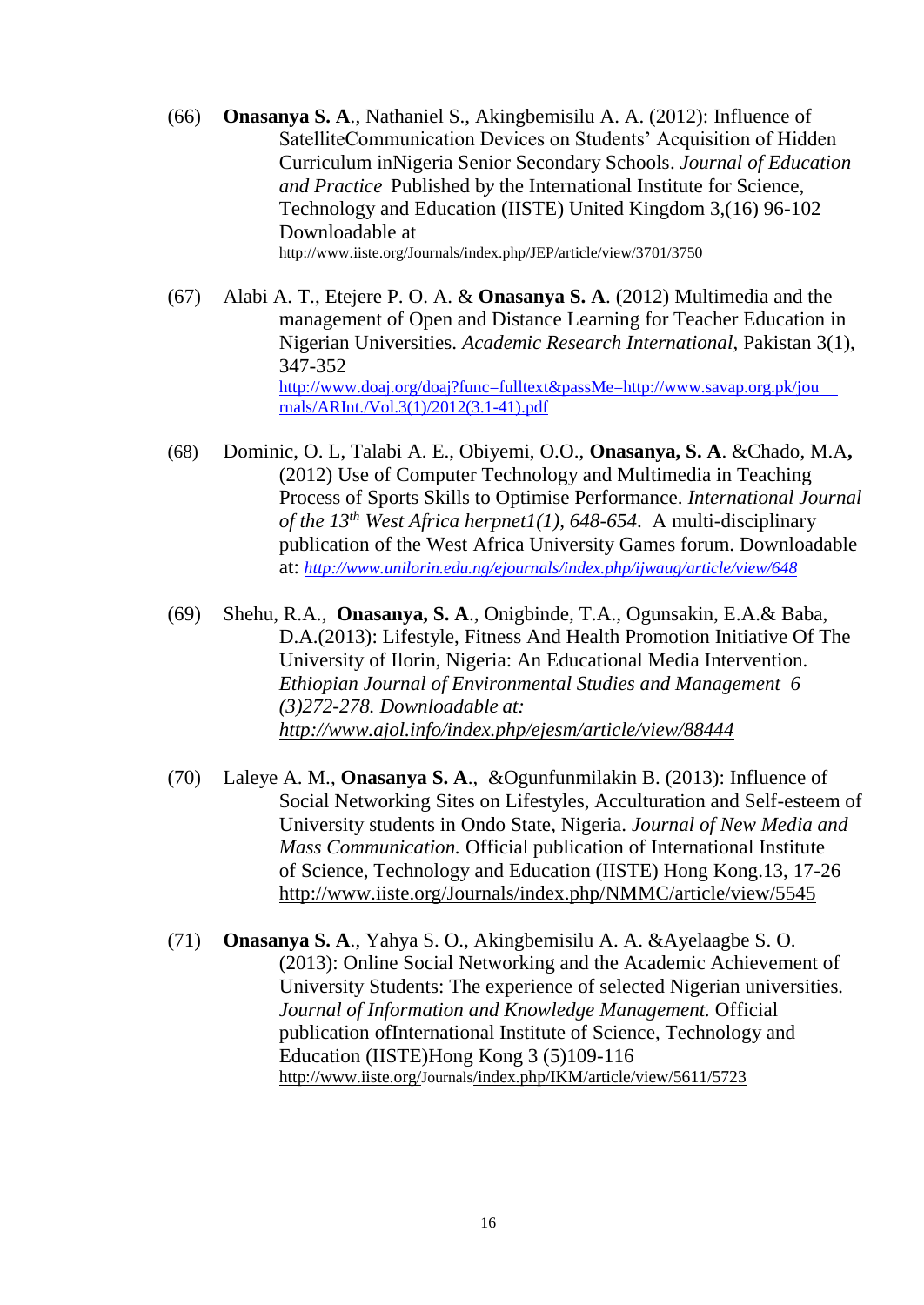(66) **Onasanya S. A**., Nathaniel S., Akingbemisilu A. A. (2012): Influence of SatelliteCommunication Devices on Students' Acquisition of Hidden Curriculum inNigeria Senior Secondary Schools. *Journal of Education and Practice* Published by the International Institute for Science, Technology and Education (IISTE) United Kingdom 3,(16) 96-102 Downloadable at http://www.iiste.org/Journals/index.php/JEP/article/view/3701/3750

(67) Alabi A. T., Etejere P. O. A. & **Onasanya S. A**. (2012) Multimedia and the management of Open and Distance Learning for Teacher Education in Nigerian Universities. *Academic Research International*, Pakistan 3(1), 347-352 http://www.doaj.org/doaj?func=fulltext&passMe=http://www.savap.org.pk/journals/ARInt./Vol.3(1)/2012(3.1-41).pdf

(68) Dominic, O. L, Talabi A. E., Obiyemi, O.O., **Onasanya, S. A**. &Chado, M.A**,** (2012) Use of Computer Technology and Multimedia in Teaching Process of Sports Skills to Optimise Performance. *International Journal of the 13th West Africa herpnet1(1), 648-654*. A multi-disciplinary publication of the West Africa University Games forum. Downloadable at: *http://www.unilorin.edu.ng/ejournals/index.php/ijwaug/article/view/648*

(69) Shehu, R.A., **Onasanya, S. A**., Onigbinde, T.A., Ogunsakin, E.A.& Baba, D.A.(2013): Lifestyle, Fitness And Health Promotion Initiative Of The University of Ilorin, Nigeria: An Educational Media Intervention. *Ethiopian Journal of Environmental Studies and Management 6 (3)272-278. Downloadable at: http://www.ajol.info/index.php/ejesm/article/view/88444*

(70) Laleye A. M., **Onasanya S. A**., &Ogunfunmilakin B. (2013): Influence of Social Networking Sites on Lifestyles, Acculturation and Self-esteem of University students in Ondo State, Nigeria. *Journal of New Media and Mass Communication.* Official publication of International Institute of Science, Technology and Education (IISTE) Hong Kong.13, 17-26 http://www.iiste.org/Journals/index.php/NMMC/article/view/5545

(71) **Onasanya S. A**., Yahya S. O., Akingbemisilu A. A. &Ayelaagbe S. O. (2013): Online Social Networking and the Academic Achievement of University Students: The experience of selected Nigerian universities. *Journal of Information and Knowledge Management.* Official publication ofInternational Institute of Science, Technology and Education (IISTE)Hong Kong 3 (5)109-116 http://www.iiste.org/Journals/index.php/IKM/article/view/5611/5723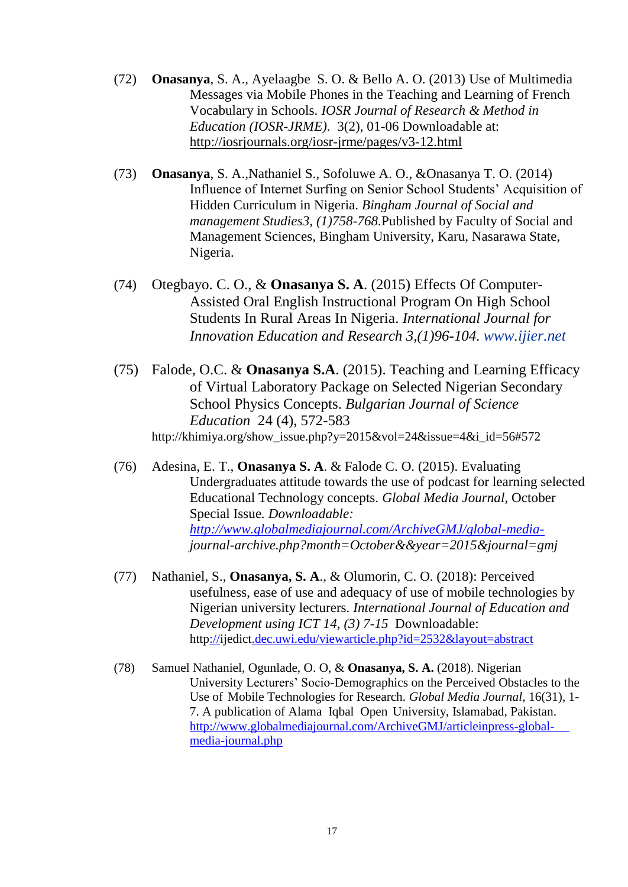(72) **Onasanya**, S. A., Ayelaagbe S. O. & Bello A. O. (2013) Use of Multimedia Messages via Mobile Phones in the Teaching and Learning of French Vocabulary in Schools. *IOSR Journal of Research & Method in Education (IOSR-JRME)*. 3(2), 01-06 Downloadable at: http://iosrjournals.org/iosr-jrme/pages/v3-12.html

(73) **Onasanya**, S. A.,Nathaniel S., Sofoluwe A. O., &Onasanya T. O. (2014) Influence of Internet Surfing on Senior School Students' Acquisition of Hidden Curriculum in Nigeria. *Bingham Journal of Social and management Studies3, (1)758-768.*Published by Faculty of Social and Management Sciences, Bingham University, Karu, Nasarawa State, Nigeria.

(74) Otegbayo. C. O., & **Onasanya S. A**. (2015) Effects Of Computer-Assisted Oral English Instructional Program On High School Students In Rural Areas In Nigeria. *International Journal for Innovation Education and Research 3,(1)96-104. www.ijier.net*

(75) Falode, O.C. & **Onasanya S.A**. (2015). Teaching and Learning Efficacy of Virtual Laboratory Package on Selected Nigerian Secondary School Physics Concepts. *Bulgarian Journal of Science Education* 24 (4), 572-583 http://khimiya.org/show_issue.php?y=2015&vol=24&issue=4&i_id=56#572

(76) Adesina, E. T., **Onasanya S. A**. & Falode C. O. (2015). Evaluating Undergraduates attitude towards the use of podcast for learning selected Educational Technology concepts. *Global Media Journal,* October Special Issue*. Downloadable: http://www.globalmediajournal.com/ArchiveGMJ/global-media-journal-archive.php?month=October&&year=2015&journal=gmj*

(77) Nathaniel, S., **Onasanya, S. A**., & Olumorin, C. O. (2018): Perceived usefulness, ease of use and adequacy of use of mobile technologies by Nigerian university lecturers. *International Journal of Education and Development using ICT 14, (3) 7-15* Downloadable: http://ijedict.dec.uwi.edu/viewarticle.php?id=2532&layout=abstract

(78) Samuel Nathaniel, Ogunlade, O. O, & **Onasanya, S. A.** (2018). Nigerian University Lecturers' Socio-Demographics on the Perceived Obstacles to the Use of Mobile Technologies for Research. *Global Media Journal,* 16(31), 1-7. A publication of Alama Iqbal Open University, Islamabad, Pakistan. http://www.globalmediajournal.com/ArchiveGMJ/articleinpress-global-media-journal.php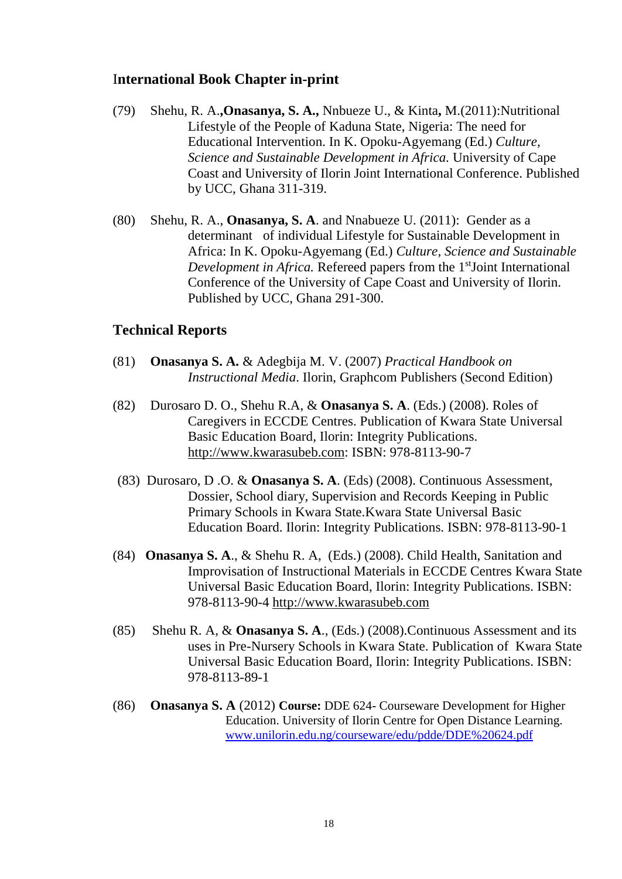## International Book Chapter in-print

(79) Shehu, R. A.,**Onasanya, S. A.,** Nnbueze U., & Kinta**,** M.(2011):Nutritional Lifestyle of the People of Kaduna State, Nigeria: The need for Educational Intervention. In K. Opoku-Agyemang (Ed.) *Culture, Science and Sustainable Development in Africa.* University of Cape Coast and University of Ilorin Joint International Conference. Published by UCC, Ghana 311-319.

(80) Shehu, R. A., **Onasanya, S. A**. and Nnabueze U. (2011): Gender as a determinant of individual Lifestyle for Sustainable Development in Africa: In K. Opoku-Agyemang (Ed.) *Culture, Science and Sustainable Development in Africa.* Refereed papers from the 1st Joint International Conference of the University of Cape Coast and University of Ilorin. Published by UCC, Ghana 291-300.

## Technical Reports

(81) **Onasanya S. A.** & Adegbija M. V. (2007) *Practical Handbook on Instructional Media*. Ilorin, Graphcom Publishers (Second Edition)

(82) Durosaro D. O., Shehu R.A, & **Onasanya S. A**. (Eds.) (2008). Roles of Caregivers in ECCDE Centres. Publication of Kwara State Universal Basic Education Board, Ilorin: Integrity Publications. http://www.kwarasubeb.com: ISBN: 978-8113-90-7

(83) Durosaro, D .O. & **Onasanya S. A**. (Eds) (2008). Continuous Assessment, Dossier, School diary, Supervision and Records Keeping in Public Primary Schools in Kwara State.Kwara State Universal Basic Education Board. Ilorin: Integrity Publications. ISBN: 978-8113-90-1

(84) **Onasanya S. A**., & Shehu R. A, (Eds.) (2008). Child Health, Sanitation and Improvisation of Instructional Materials in ECCDE Centres Kwara State Universal Basic Education Board, Ilorin: Integrity Publications. ISBN: 978-8113-90-4 http://www.kwarasubeb.com

(85) Shehu R. A, & **Onasanya S. A**., (Eds.) (2008).Continuous Assessment and its uses in Pre-Nursery Schools in Kwara State. Publication of Kwara State Universal Basic Education Board, Ilorin: Integrity Publications. ISBN: 978-8113-89-1

(86) **Onasanya S. A** (2012) **Course:** DDE 624- Courseware Development for Higher Education. University of Ilorin Centre for Open Distance Learning. www.unilorin.edu.ng/courseware/edu/pdde/DDE%20624.pdf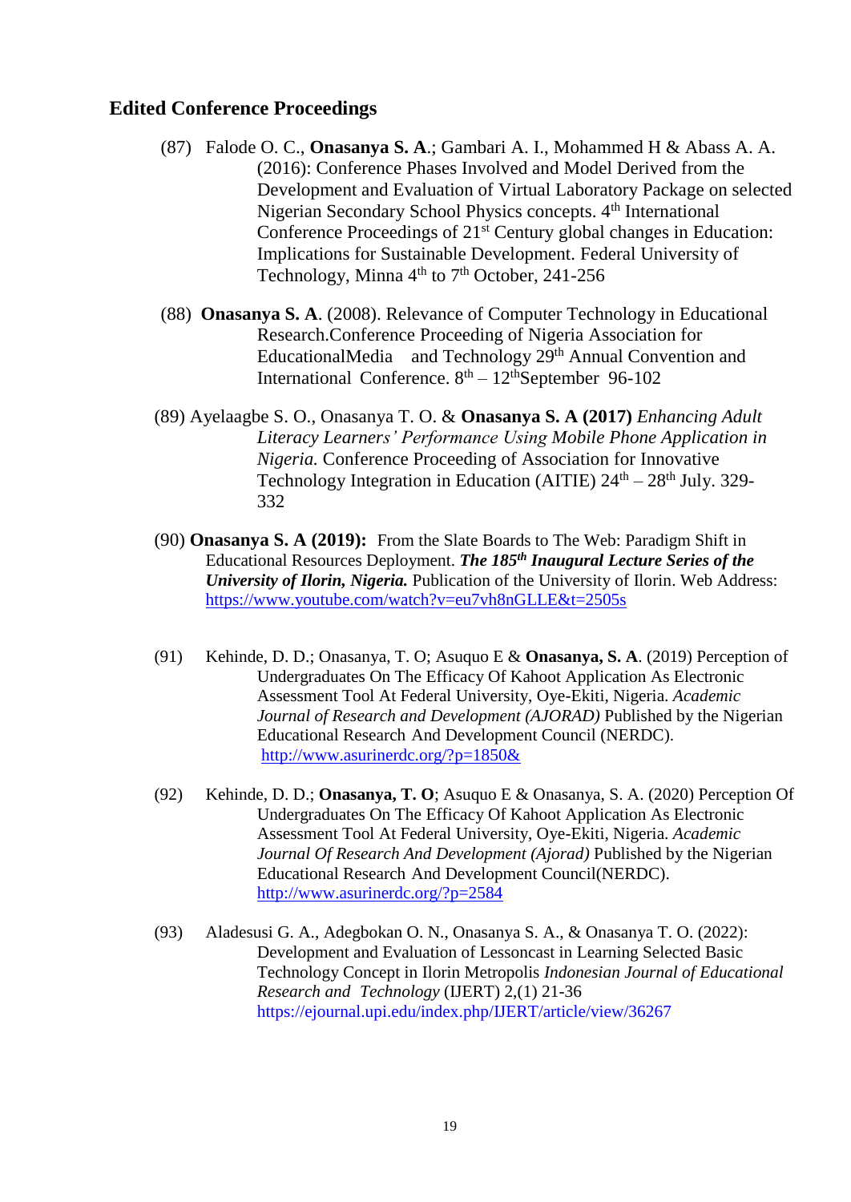## Edited Conference Proceedings

(87) Falode O. C., **Onasanya S. A**.; Gambari A. I., Mohammed H & Abass A. A. (2016): Conference Phases Involved and Model Derived from the Development and Evaluation of Virtual Laboratory Package on selected Nigerian Secondary School Physics concepts. 4th International Conference Proceedings of 21st Century global changes in Education: Implications for Sustainable Development. Federal University of Technology, Minna 4th to 7th October, 241-256

(88) **Onasanya S. A**. (2008). Relevance of Computer Technology in Educational Research.Conference Proceeding of Nigeria Association for EducationalMedia and Technology 29th Annual Convention and International Conference. 8th – 12thSeptember 96-102

(89) Ayelaagbe S. O., Onasanya T. O. & **Onasanya S. A (2017)** *Enhancing Adult Literacy Learners' Performance Using Mobile Phone Application in Nigeria.* Conference Proceeding of Association for Innovative Technology Integration in Education (AITIE) 24th – 28th July. 329-332

(90) **Onasanya S. A (2019):** From the Slate Boards to The Web: Paradigm Shift in Educational Resources Deployment. ***The 185th Inaugural Lecture Series of the University of Ilorin, Nigeria.*** Publication of the University of Ilorin. Web Address: https://www.youtube.com/watch?v=eu7vh8nGLLE&t=2505s

(91) Kehinde, D. D.; Onasanya, T. O; Asuquo E & **Onasanya, S. A**. (2019) Perception of Undergraduates On The Efficacy Of Kahoot Application As Electronic Assessment Tool At Federal University, Oye-Ekiti, Nigeria. *Academic Journal of Research and Development (AJORAD)* Published by the Nigerian Educational Research And Development Council (NERDC). http://www.asurinerdc.org/?p=1850&

(92) Kehinde, D. D.; **Onasanya, T. O**; Asuquo E & Onasanya, S. A. (2020) Perception Of Undergraduates On The Efficacy Of Kahoot Application As Electronic Assessment Tool At Federal University, Oye-Ekiti, Nigeria. *Academic Journal Of Research And Development (Ajorad)* Published by the Nigerian Educational Research And Development Council(NERDC). http://www.asurinerdc.org/?p=2584

(93) Aladesusi G. A., Adegbokan O. N., Onasanya S. A., & Onasanya T. O. (2022): Development and Evaluation of Lessoncast in Learning Selected Basic Technology Concept in Ilorin Metropolis *Indonesian Journal of Educational Research and Technology* (IJERT) 2,(1) 21-36 https://ejournal.upi.edu/index.php/IJERT/article/view/36267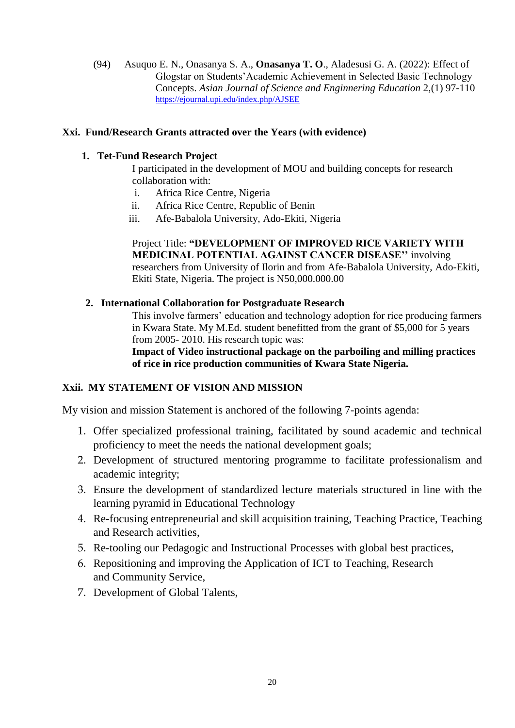(94) Asuquo E. N., Onasanya S. A., **Onasanya T. O**., Aladesusi G. A. (2022): Effect of Glogstar on Students'Academic Achievement in Selected Basic Technology Concepts. *Asian Journal of Science and Enginnering Education* 2,(1) 97-110 https://ejournal.upi.edu/index.php/AJSEE

## Xxi. Fund/Research Grants attracted over the Years (with evidence)

### 1. Tet-Fund Research Project

I participated in the development of MOU and building concepts for research collaboration with:

i. Africa Rice Centre, Nigeria
ii. Africa Rice Centre, Republic of Benin
iii. Afe-Babalola University, Ado-Ekiti, Nigeria

Project Title: **"DEVELOPMENT OF IMPROVED RICE VARIETY WITH MEDICINAL POTENTIAL AGAINST CANCER DISEASE''** involving researchers from University of Ilorin and from Afe-Babalola University, Ado-Ekiti, Ekiti State, Nigeria. The project is N50,000.000.00

### 2. International Collaboration for Postgraduate Research

This involve farmers' education and technology adoption for rice producing farmers in Kwara State. My M.Ed. student benefitted from the grant of $5,000 for 5 years from 2005- 2010. His research topic was:
**Impact of Video instructional package on the parboiling and milling practices of rice in rice production communities of Kwara State Nigeria.**

## Xxii. MY STATEMENT OF VISION AND MISSION

My vision and mission Statement is anchored of the following 7-points agenda:

1. Offer specialized professional training, facilitated by sound academic and technical proficiency to meet the needs the national development goals;
2. Development of structured mentoring programme to facilitate professionalism and academic integrity;
3. Ensure the development of standardized lecture materials structured in line with the learning pyramid in Educational Technology
4. Re-focusing entrepreneurial and skill acquisition training, Teaching Practice, Teaching and Research activities,
5. Re-tooling our Pedagogic and Instructional Processes with global best practices,
6. Repositioning and improving the Application of ICT to Teaching, Research and Community Service,
7. Development of Global Talents,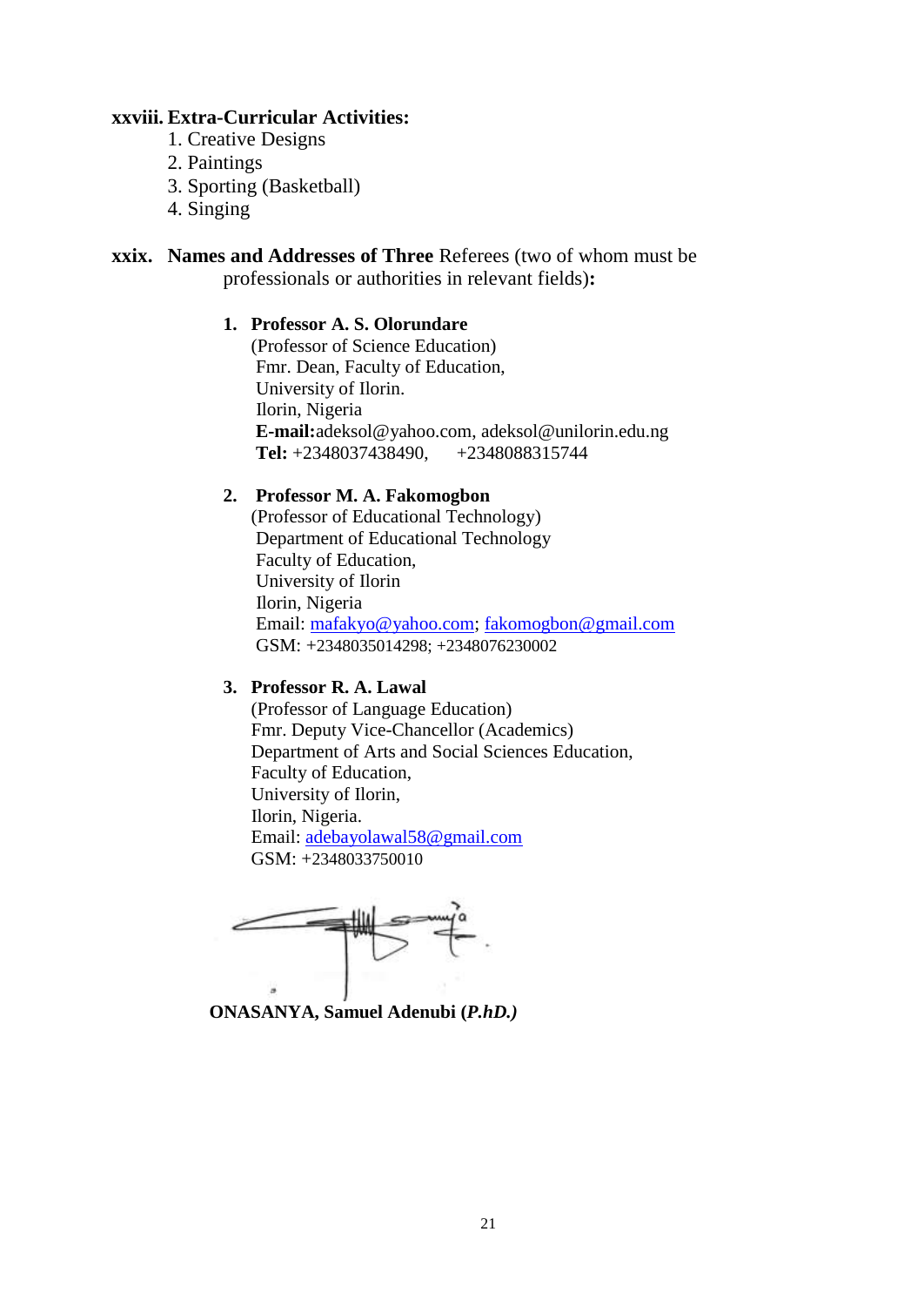**xxviii. Extra-Curricular Activities:**

1. Creative Designs
2. Paintings
3. Sporting (Basketball)
4. Singing

**xxix. Names and Addresses of Three** Referees (two of whom must be professionals or authorities in relevant fields)**:**

1. **Professor A. S. Olorundare**  
   (Professor of Science Education)  
   Fmr. Dean, Faculty of Education,  
   University of Ilorin.  
   Ilorin, Nigeria  
   **E-mail:**adeksol@yahoo.com, adeksol@unilorin.edu.ng  
   **Tel:** +2348037438490, +2348088315744

2. **Professor M. A. Fakomogbon**  
   (Professor of Educational Technology)  
   Department of Educational Technology  
   Faculty of Education,  
   University of Ilorin  
   Ilorin, Nigeria  
   Email: mafakyo@yahoo.com; fakomogbon@gmail.com  
   GSM: +2348035014298; +2348076230002

3. **Professor R. A. Lawal**  
   (Professor of Language Education)  
   Fmr. Deputy Vice-Chancellor (Academics)  
   Department of Arts and Social Sciences Education,  
   Faculty of Education,  
   University of Ilorin,  
   Ilorin, Nigeria.  
   Email: adebayolawal58@gmail.com  
   GSM: +2348033750010

**ONASANYA, Samuel Adenubi (*P.hD.)***